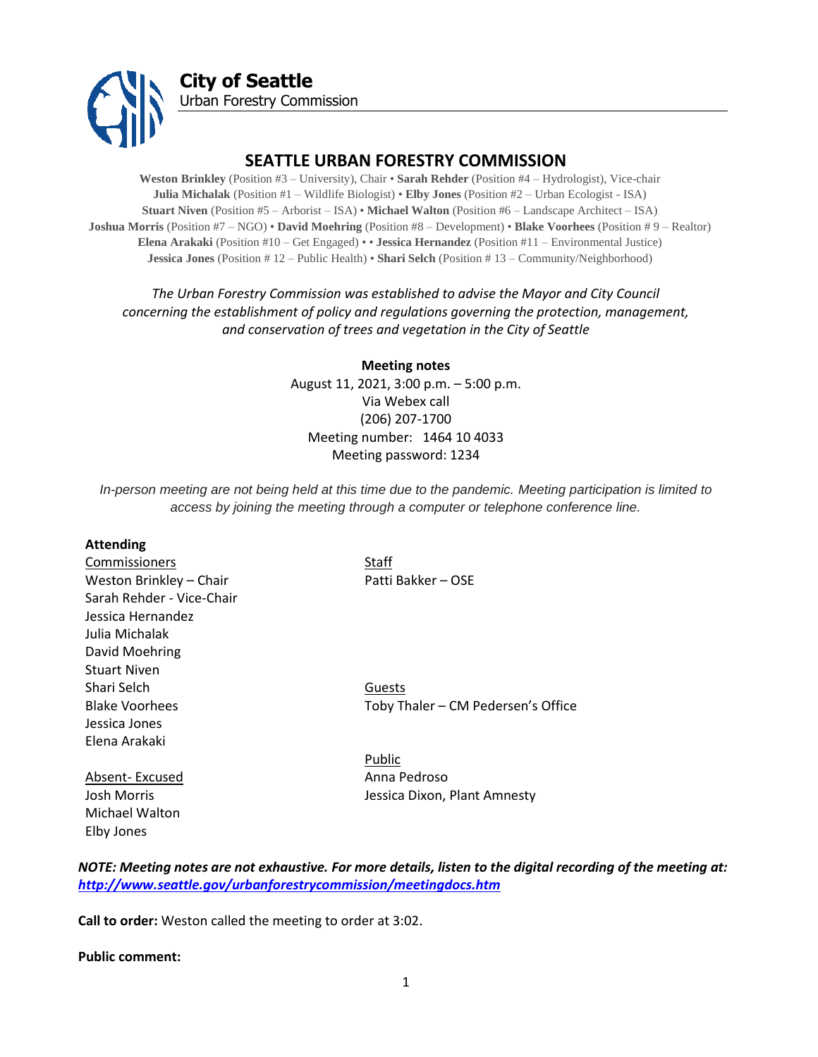**City of Seattle**
Urban Forestry Commission

## SEATTLE URBAN FORESTRY COMMISSION

**Weston Brinkley** (Position #3 – University), Chair • **Sarah Rehder** (Position #4 – Hydrologist), Vice-chair
**Julia Michalak** (Position #1 – Wildlife Biologist) • **Elby Jones** (Position #2 – Urban Ecologist - ISA)
**Stuart Niven** (Position #5 – Arborist – ISA) • **Michael Walton** (Position #6 – Landscape Architect – ISA)
**Joshua Morris** (Position #7 – NGO) • **David Moehring** (Position #8 – Development) • **Blake Voorhees** (Position # 9 – Realtor)
**Elena Arakaki** (Position #10 – Get Engaged) • • **Jessica Hernandez** (Position #11 – Environmental Justice)
**Jessica Jones** (Position # 12 – Public Health) • **Shari Selch** (Position # 13 – Community/Neighborhood)

*The Urban Forestry Commission was established to advise the Mayor and City Council concerning the establishment of policy and regulations governing the protection, management, and conservation of trees and vegetation in the City of Seattle*

**Meeting notes**
August 11, 2021, 3:00 p.m. – 5:00 p.m.
Via Webex call
(206) 207-1700
Meeting number: 1464 10 4033
Meeting password: 1234

*In-person meeting are not being held at this time due to the pandemic. Meeting participation is limited to access by joining the meeting through a computer or telephone conference line.*

**Attending**

Commissioners
Weston Brinkley – Chair
Sarah Rehder - Vice-Chair
Jessica Hernandez
Julia Michalak
David Moehring
Stuart Niven
Shari Selch
Blake Voorhees
Jessica Jones
Elena Arakaki

Absent- Excused
Josh Morris
Michael Walton
Elby Jones

Staff
Patti Bakker – OSE

Guests
Toby Thaler – CM Pedersen's Office

Public
Anna Pedroso
Jessica Dixon, Plant Amnesty

***NOTE: Meeting notes are not exhaustive. For more details, listen to the digital recording of the meeting at: [http://www.seattle.gov/urbanforestrycommission/meetingdocs.htm](http://www.seattle.gov/urbanforestrycommission/meetingdocs.htm)***

**Call to order:** Weston called the meeting to order at 3:02.

**Public comment:**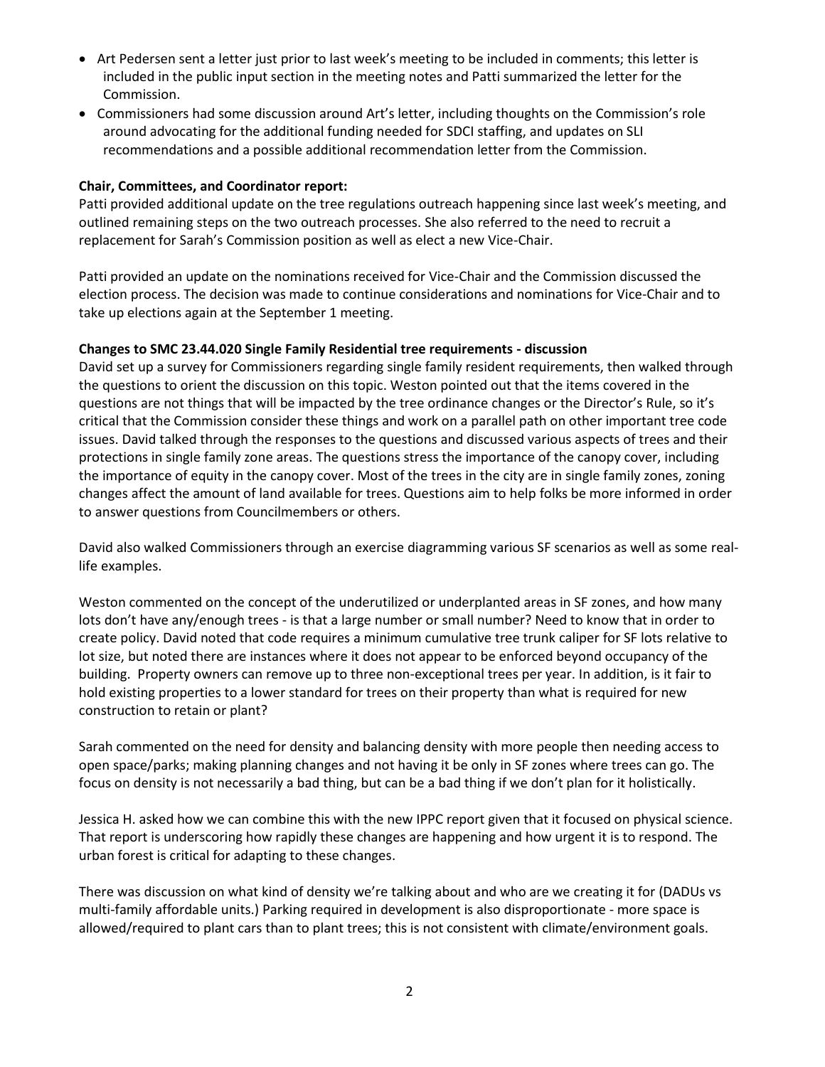- Art Pedersen sent a letter just prior to last week's meeting to be included in comments; this letter is included in the public input section in the meeting notes and Patti summarized the letter for the Commission.
- Commissioners had some discussion around Art's letter, including thoughts on the Commission's role around advocating for the additional funding needed for SDCI staffing, and updates on SLI recommendations and a possible additional recommendation letter from the Commission.

**Chair, Committees, and Coordinator report:**

Patti provided additional update on the tree regulations outreach happening since last week's meeting, and outlined remaining steps on the two outreach processes. She also referred to the need to recruit a replacement for Sarah's Commission position as well as elect a new Vice-Chair.

Patti provided an update on the nominations received for Vice-Chair and the Commission discussed the election process. The decision was made to continue considerations and nominations for Vice-Chair and to take up elections again at the September 1 meeting.

**Changes to SMC 23.44.020 Single Family Residential tree requirements - discussion**

David set up a survey for Commissioners regarding single family resident requirements, then walked through the questions to orient the discussion on this topic. Weston pointed out that the items covered in the questions are not things that will be impacted by the tree ordinance changes or the Director's Rule, so it's critical that the Commission consider these things and work on a parallel path on other important tree code issues. David talked through the responses to the questions and discussed various aspects of trees and their protections in single family zone areas. The questions stress the importance of the canopy cover, including the importance of equity in the canopy cover. Most of the trees in the city are in single family zones, zoning changes affect the amount of land available for trees. Questions aim to help folks be more informed in order to answer questions from Councilmembers or others.

David also walked Commissioners through an exercise diagramming various SF scenarios as well as some real-life examples.

Weston commented on the concept of the underutilized or underplanted areas in SF zones, and how many lots don't have any/enough trees - is that a large number or small number? Need to know that in order to create policy. David noted that code requires a minimum cumulative tree trunk caliper for SF lots relative to lot size, but noted there are instances where it does not appear to be enforced beyond occupancy of the building. Property owners can remove up to three non-exceptional trees per year. In addition, is it fair to hold existing properties to a lower standard for trees on their property than what is required for new construction to retain or plant?

Sarah commented on the need for density and balancing density with more people then needing access to open space/parks; making planning changes and not having it be only in SF zones where trees can go. The focus on density is not necessarily a bad thing, but can be a bad thing if we don't plan for it holistically.

Jessica H. asked how we can combine this with the new IPPC report given that it focused on physical science. That report is underscoring how rapidly these changes are happening and how urgent it is to respond. The urban forest is critical for adapting to these changes.

There was discussion on what kind of density we're talking about and who are we creating it for (DADUs vs multi-family affordable units.) Parking required in development is also disproportionate - more space is allowed/required to plant cars than to plant trees; this is not consistent with climate/environment goals.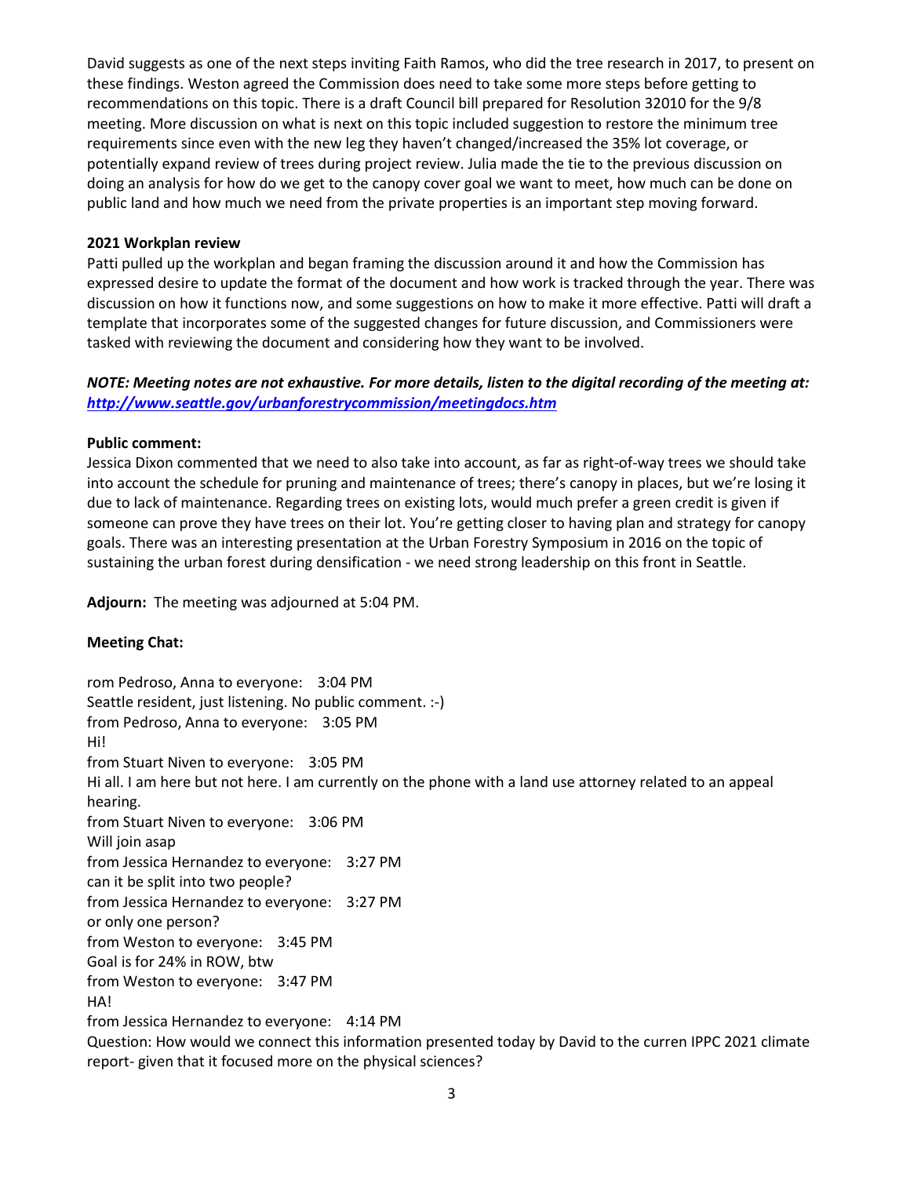David suggests as one of the next steps inviting Faith Ramos, who did the tree research in 2017, to present on these findings. Weston agreed the Commission does need to take some more steps before getting to recommendations on this topic. There is a draft Council bill prepared for Resolution 32010 for the 9/8 meeting. More discussion on what is next on this topic included suggestion to restore the minimum tree requirements since even with the new leg they haven't changed/increased the 35% lot coverage, or potentially expand review of trees during project review. Julia made the tie to the previous discussion on doing an analysis for how do we get to the canopy cover goal we want to meet, how much can be done on public land and how much we need from the private properties is an important step moving forward.

**2021 Workplan review**

Patti pulled up the workplan and began framing the discussion around it and how the Commission has expressed desire to update the format of the document and how work is tracked through the year. There was discussion on how it functions now, and some suggestions on how to make it more effective. Patti will draft a template that incorporates some of the suggested changes for future discussion, and Commissioners were tasked with reviewing the document and considering how they want to be involved.

***NOTE: Meeting notes are not exhaustive. For more details, listen to the digital recording of the meeting at: [http://www.seattle.gov/urbanforestrycommission/meetingdocs.htm](http://www.seattle.gov/urbanforestrycommission/meetingdocs.htm)***

**Public comment:**

Jessica Dixon commented that we need to also take into account, as far as right-of-way trees we should take into account the schedule for pruning and maintenance of trees; there's canopy in places, but we're losing it due to lack of maintenance. Regarding trees on existing lots, would much prefer a green credit is given if someone can prove they have trees on their lot. You're getting closer to having plan and strategy for canopy goals. There was an interesting presentation at the Urban Forestry Symposium in 2016 on the topic of sustaining the urban forest during densification - we need strong leadership on this front in Seattle.

**Adjourn:** The meeting was adjourned at 5:04 PM.

**Meeting Chat:**

rom Pedroso, Anna to everyone: 3:04 PM
Seattle resident, just listening. No public comment. :-)
from Pedroso, Anna to everyone: 3:05 PM
Hi!
from Stuart Niven to everyone: 3:05 PM
Hi all. I am here but not here. I am currently on the phone with a land use attorney related to an appeal hearing.
from Stuart Niven to everyone: 3:06 PM
Will join asap
from Jessica Hernandez to everyone: 3:27 PM
can it be split into two people?
from Jessica Hernandez to everyone: 3:27 PM
or only one person?
from Weston to everyone: 3:45 PM
Goal is for 24% in ROW, btw
from Weston to everyone: 3:47 PM
HA!
from Jessica Hernandez to everyone: 4:14 PM
Question: How would we connect this information presented today by David to the curren IPPC 2021 climate report- given that it focused more on the physical sciences?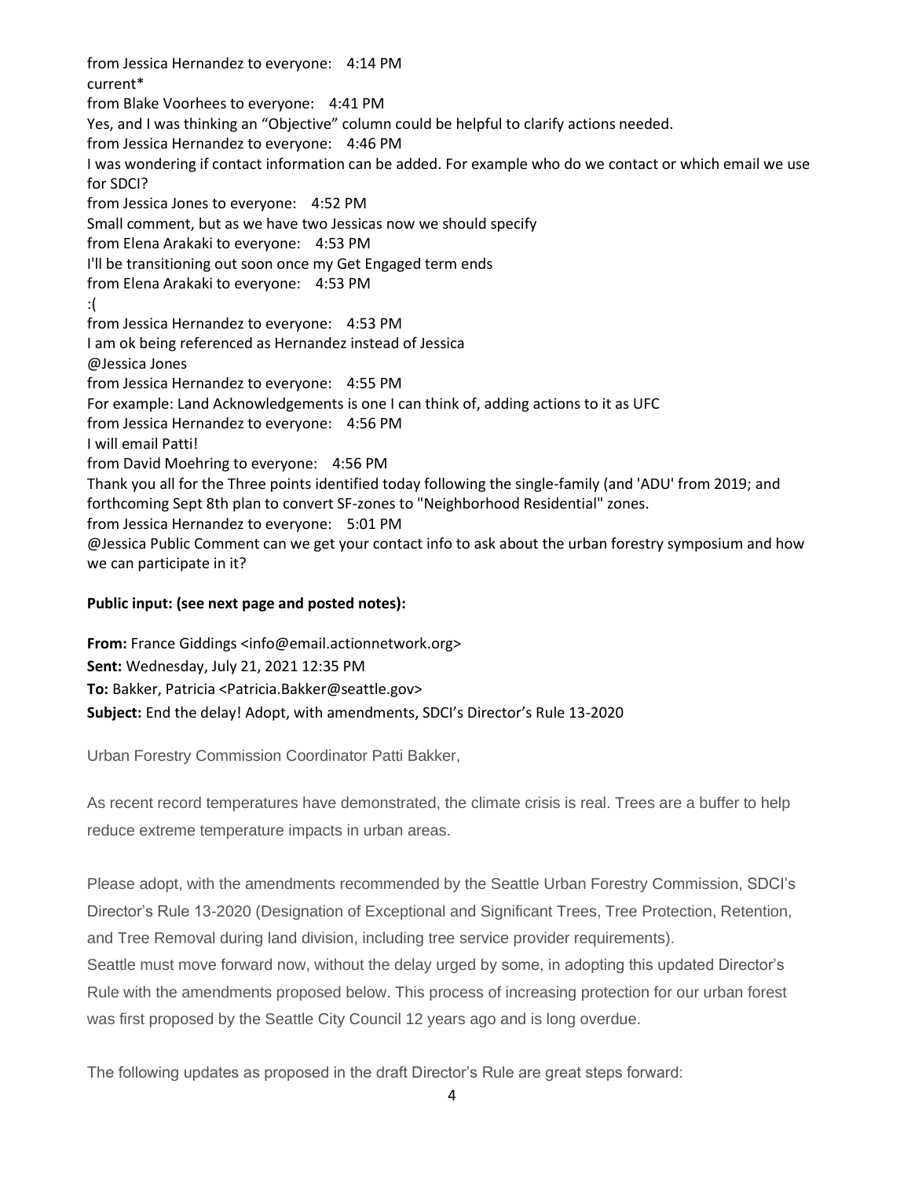from Jessica Hernandez to everyone: 4:14 PM
current*
from Blake Voorhees to everyone: 4:41 PM
Yes, and I was thinking an "Objective" column could be helpful to clarify actions needed.
from Jessica Hernandez to everyone: 4:46 PM
I was wondering if contact information can be added. For example who do we contact or which email we use for SDCI?
from Jessica Jones to everyone: 4:52 PM
Small comment, but as we have two Jessicas now we should specify
from Elena Arakaki to everyone: 4:53 PM
I'll be transitioning out soon once my Get Engaged term ends
from Elena Arakaki to everyone: 4:53 PM
:(
from Jessica Hernandez to everyone: 4:53 PM
I am ok being referenced as Hernandez instead of Jessica
@Jessica Jones
from Jessica Hernandez to everyone: 4:55 PM
For example: Land Acknowledgements is one I can think of, adding actions to it as UFC
from Jessica Hernandez to everyone: 4:56 PM
I will email Patti!
from David Moehring to everyone: 4:56 PM
Thank you all for the Three points identified today following the single-family (and 'ADU' from 2019; and forthcoming Sept 8th plan to convert SF-zones to "Neighborhood Residential" zones.
from Jessica Hernandez to everyone: 5:01 PM
@Jessica Public Comment can we get your contact info to ask about the urban forestry symposium and how we can participate in it?

**Public input: (see next page and posted notes):**

**From:** France Giddings <info@email.actionnetwork.org>
**Sent:** Wednesday, July 21, 2021 12:35 PM
**To:** Bakker, Patricia <Patricia.Bakker@seattle.gov>
**Subject:** End the delay! Adopt, with amendments, SDCI's Director's Rule 13-2020

Urban Forestry Commission Coordinator Patti Bakker,

As recent record temperatures have demonstrated, the climate crisis is real. Trees are a buffer to help reduce extreme temperature impacts in urban areas.

Please adopt, with the amendments recommended by the Seattle Urban Forestry Commission, SDCI's Director's Rule 13-2020 (Designation of Exceptional and Significant Trees, Tree Protection, Retention, and Tree Removal during land division, including tree service provider requirements).
Seattle must move forward now, without the delay urged by some, in adopting this updated Director's Rule with the amendments proposed below. This process of increasing protection for our urban forest was first proposed by the Seattle City Council 12 years ago and is long overdue.

The following updates as proposed in the draft Director's Rule are great steps forward: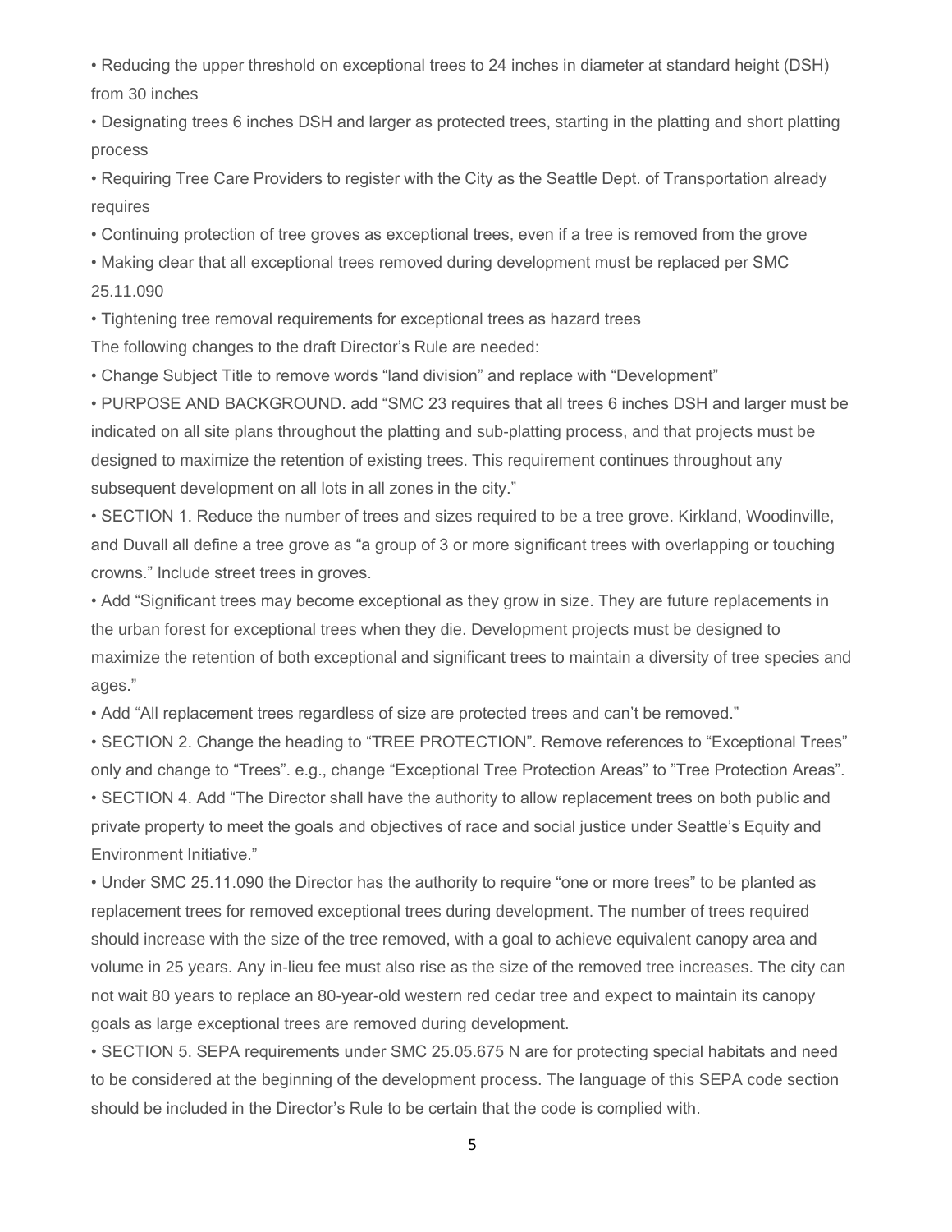- Reducing the upper threshold on exceptional trees to 24 inches in diameter at standard height (DSH) from 30 inches
- Designating trees 6 inches DSH and larger as protected trees, starting in the platting and short platting process
- Requiring Tree Care Providers to register with the City as the Seattle Dept. of Transportation already requires
- Continuing protection of tree groves as exceptional trees, even if a tree is removed from the grove
- Making clear that all exceptional trees removed during development must be replaced per SMC 25.11.090
- Tightening tree removal requirements for exceptional trees as hazard trees

The following changes to the draft Director's Rule are needed:

- Change Subject Title to remove words "land division" and replace with "Development"
- PURPOSE AND BACKGROUND. add "SMC 23 requires that all trees 6 inches DSH and larger must be indicated on all site plans throughout the platting and sub-platting process, and that projects must be designed to maximize the retention of existing trees. This requirement continues throughout any subsequent development on all lots in all zones in the city."
- SECTION 1. Reduce the number of trees and sizes required to be a tree grove. Kirkland, Woodinville, and Duvall all define a tree grove as "a group of 3 or more significant trees with overlapping or touching crowns." Include street trees in groves.
- Add "Significant trees may become exceptional as they grow in size. They are future replacements in the urban forest for exceptional trees when they die. Development projects must be designed to maximize the retention of both exceptional and significant trees to maintain a diversity of tree species and ages."
- Add "All replacement trees regardless of size are protected trees and can't be removed."
- SECTION 2. Change the heading to "TREE PROTECTION". Remove references to "Exceptional Trees" only and change to "Trees". e.g., change "Exceptional Tree Protection Areas" to "Tree Protection Areas".
- SECTION 4. Add "The Director shall have the authority to allow replacement trees on both public and private property to meet the goals and objectives of race and social justice under Seattle's Equity and Environment Initiative."
- Under SMC 25.11.090 the Director has the authority to require "one or more trees" to be planted as replacement trees for removed exceptional trees during development. The number of trees required should increase with the size of the tree removed, with a goal to achieve equivalent canopy area and volume in 25 years. Any in-lieu fee must also rise as the size of the removed tree increases. The city can not wait 80 years to replace an 80-year-old western red cedar tree and expect to maintain its canopy goals as large exceptional trees are removed during development.
- SECTION 5. SEPA requirements under SMC 25.05.675 N are for protecting special habitats and need to be considered at the beginning of the development process. The language of this SEPA code section should be included in the Director's Rule to be certain that the code is complied with.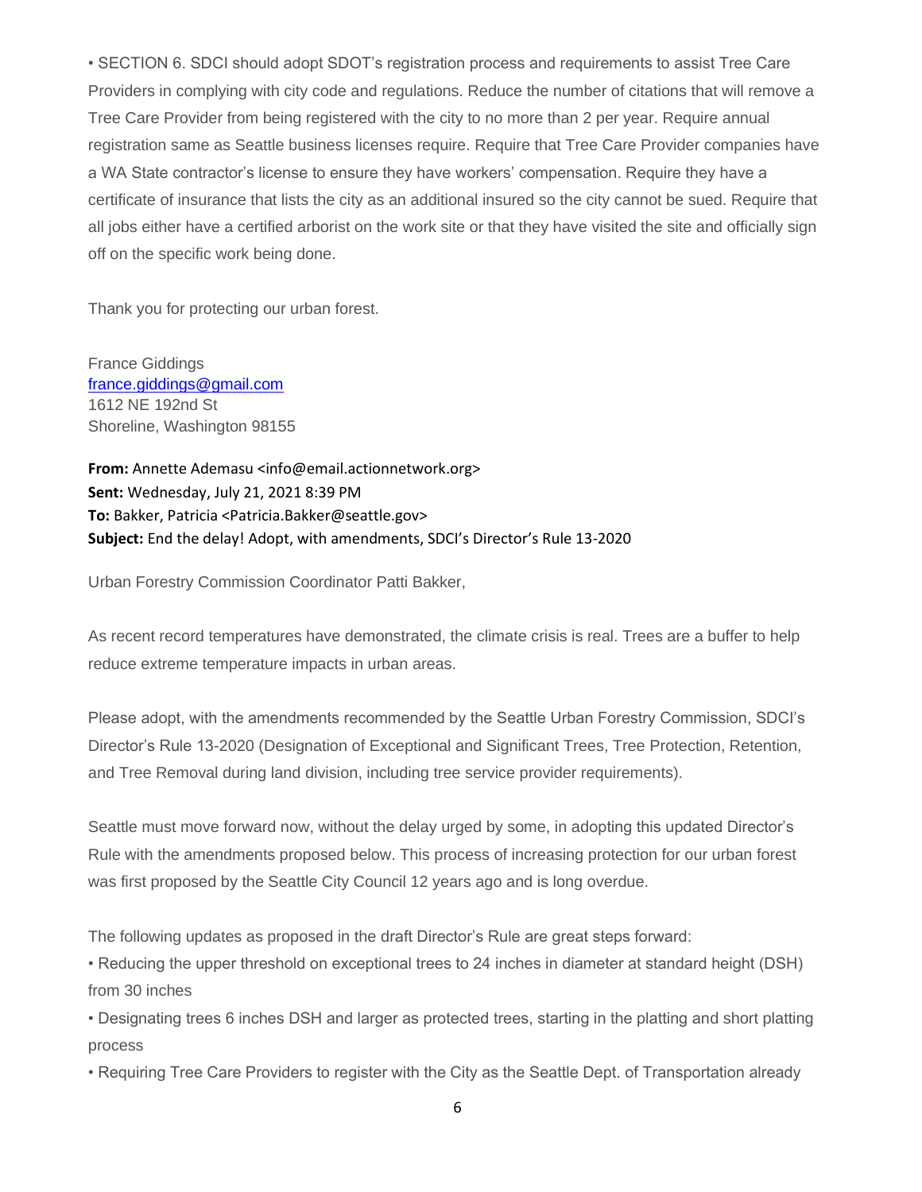• SECTION 6. SDCI should adopt SDOT's registration process and requirements to assist Tree Care Providers in complying with city code and regulations. Reduce the number of citations that will remove a Tree Care Provider from being registered with the city to no more than 2 per year. Require annual registration same as Seattle business licenses require. Require that Tree Care Provider companies have a WA State contractor's license to ensure they have workers' compensation. Require they have a certificate of insurance that lists the city as an additional insured so the city cannot be sued. Require that all jobs either have a certified arborist on the work site or that they have visited the site and officially sign off on the specific work being done.

Thank you for protecting our urban forest.

France Giddings
france.giddings@gmail.com
1612 NE 192nd St
Shoreline, Washington 98155

**From:** Annette Ademasu <info@email.actionnetwork.org>
**Sent:** Wednesday, July 21, 2021 8:39 PM
**To:** Bakker, Patricia <Patricia.Bakker@seattle.gov>
**Subject:** End the delay! Adopt, with amendments, SDCI's Director's Rule 13-2020

Urban Forestry Commission Coordinator Patti Bakker,

As recent record temperatures have demonstrated, the climate crisis is real. Trees are a buffer to help reduce extreme temperature impacts in urban areas.

Please adopt, with the amendments recommended by the Seattle Urban Forestry Commission, SDCI's Director's Rule 13-2020 (Designation of Exceptional and Significant Trees, Tree Protection, Retention, and Tree Removal during land division, including tree service provider requirements).

Seattle must move forward now, without the delay urged by some, in adopting this updated Director's Rule with the amendments proposed below. This process of increasing protection for our urban forest was first proposed by the Seattle City Council 12 years ago and is long overdue.

The following updates as proposed in the draft Director's Rule are great steps forward:

• Reducing the upper threshold on exceptional trees to 24 inches in diameter at standard height (DSH) from 30 inches

• Designating trees 6 inches DSH and larger as protected trees, starting in the platting and short platting process

• Requiring Tree Care Providers to register with the City as the Seattle Dept. of Transportation already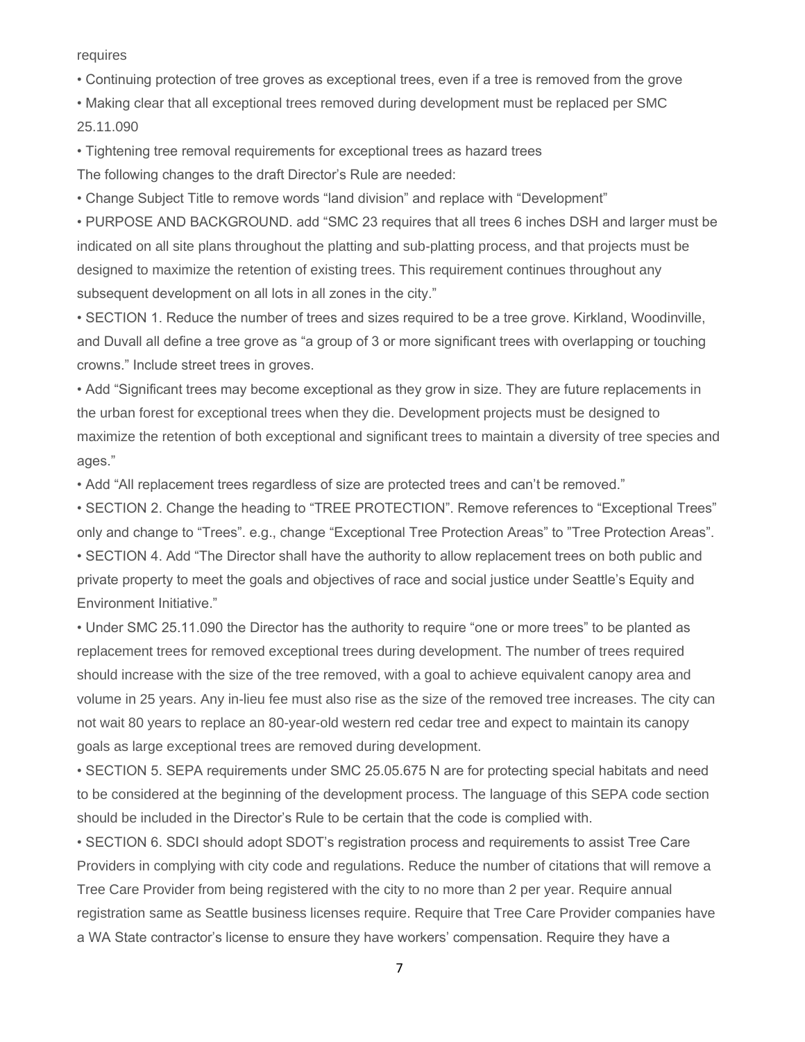requires

- Continuing protection of tree groves as exceptional trees, even if a tree is removed from the grove
- Making clear that all exceptional trees removed during development must be replaced per SMC 25.11.090
- Tightening tree removal requirements for exceptional trees as hazard trees

The following changes to the draft Director's Rule are needed:

- Change Subject Title to remove words "land division" and replace with "Development"
- PURPOSE AND BACKGROUND. add "SMC 23 requires that all trees 6 inches DSH and larger must be indicated on all site plans throughout the platting and sub-platting process, and that projects must be designed to maximize the retention of existing trees. This requirement continues throughout any subsequent development on all lots in all zones in the city."
- SECTION 1. Reduce the number of trees and sizes required to be a tree grove. Kirkland, Woodinville, and Duvall all define a tree grove as "a group of 3 or more significant trees with overlapping or touching crowns." Include street trees in groves.
- Add "Significant trees may become exceptional as they grow in size. They are future replacements in the urban forest for exceptional trees when they die. Development projects must be designed to maximize the retention of both exceptional and significant trees to maintain a diversity of tree species and ages."
- Add "All replacement trees regardless of size are protected trees and can't be removed."
- SECTION 2. Change the heading to "TREE PROTECTION". Remove references to "Exceptional Trees" only and change to "Trees". e.g., change "Exceptional Tree Protection Areas" to "Tree Protection Areas".
- SECTION 4. Add "The Director shall have the authority to allow replacement trees on both public and private property to meet the goals and objectives of race and social justice under Seattle's Equity and Environment Initiative."
- Under SMC 25.11.090 the Director has the authority to require "one or more trees" to be planted as replacement trees for removed exceptional trees during development. The number of trees required should increase with the size of the tree removed, with a goal to achieve equivalent canopy area and volume in 25 years. Any in-lieu fee must also rise as the size of the removed tree increases. The city can not wait 80 years to replace an 80-year-old western red cedar tree and expect to maintain its canopy goals as large exceptional trees are removed during development.
- SECTION 5. SEPA requirements under SMC 25.05.675 N are for protecting special habitats and need to be considered at the beginning of the development process. The language of this SEPA code section should be included in the Director's Rule to be certain that the code is complied with.
- SECTION 6. SDCI should adopt SDOT's registration process and requirements to assist Tree Care Providers in complying with city code and regulations. Reduce the number of citations that will remove a Tree Care Provider from being registered with the city to no more than 2 per year. Require annual registration same as Seattle business licenses require. Require that Tree Care Provider companies have a WA State contractor's license to ensure they have workers' compensation. Require they have a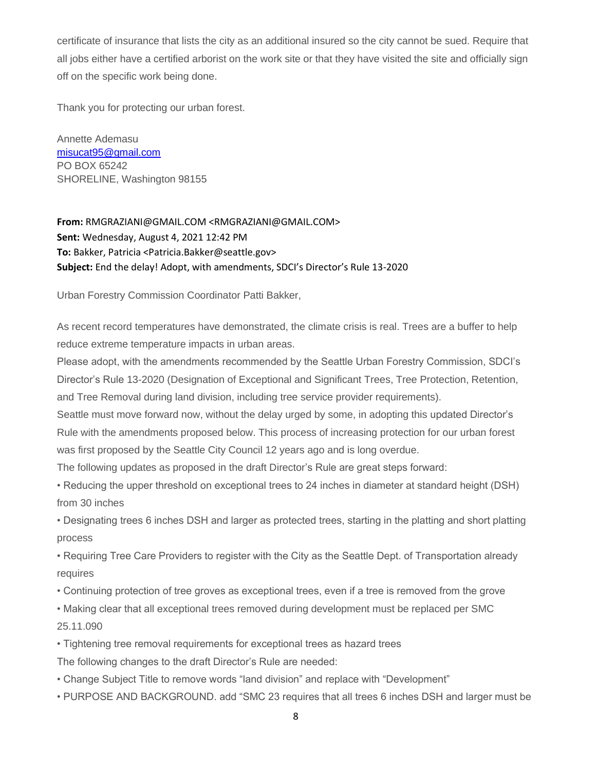certificate of insurance that lists the city as an additional insured so the city cannot be sued. Require that all jobs either have a certified arborist on the work site or that they have visited the site and officially sign off on the specific work being done.

Thank you for protecting our urban forest.

Annette Ademasu
misucat95@gmail.com
PO BOX 65242
SHORELINE, Washington 98155

**From:** RMGRAZIANI@GMAIL.COM <RMGRAZIANI@GMAIL.COM>
**Sent:** Wednesday, August 4, 2021 12:42 PM
**To:** Bakker, Patricia <Patricia.Bakker@seattle.gov>
**Subject:** End the delay! Adopt, with amendments, SDCI's Director's Rule 13-2020

Urban Forestry Commission Coordinator Patti Bakker,

As recent record temperatures have demonstrated, the climate crisis is real. Trees are a buffer to help reduce extreme temperature impacts in urban areas.
Please adopt, with the amendments recommended by the Seattle Urban Forestry Commission, SDCI's Director's Rule 13-2020 (Designation of Exceptional and Significant Trees, Tree Protection, Retention, and Tree Removal during land division, including tree service provider requirements).
Seattle must move forward now, without the delay urged by some, in adopting this updated Director's Rule with the amendments proposed below. This process of increasing protection for our urban forest was first proposed by the Seattle City Council 12 years ago and is long overdue.
The following updates as proposed in the draft Director's Rule are great steps forward:

- Reducing the upper threshold on exceptional trees to 24 inches in diameter at standard height (DSH) from 30 inches
- Designating trees 6 inches DSH and larger as protected trees, starting in the platting and short platting process
- Requiring Tree Care Providers to register with the City as the Seattle Dept. of Transportation already requires
- Continuing protection of tree groves as exceptional trees, even if a tree is removed from the grove
- Making clear that all exceptional trees removed during development must be replaced per SMC 25.11.090
- Tightening tree removal requirements for exceptional trees as hazard trees

The following changes to the draft Director's Rule are needed:

- Change Subject Title to remove words "land division" and replace with "Development"
- PURPOSE AND BACKGROUND. add "SMC 23 requires that all trees 6 inches DSH and larger must be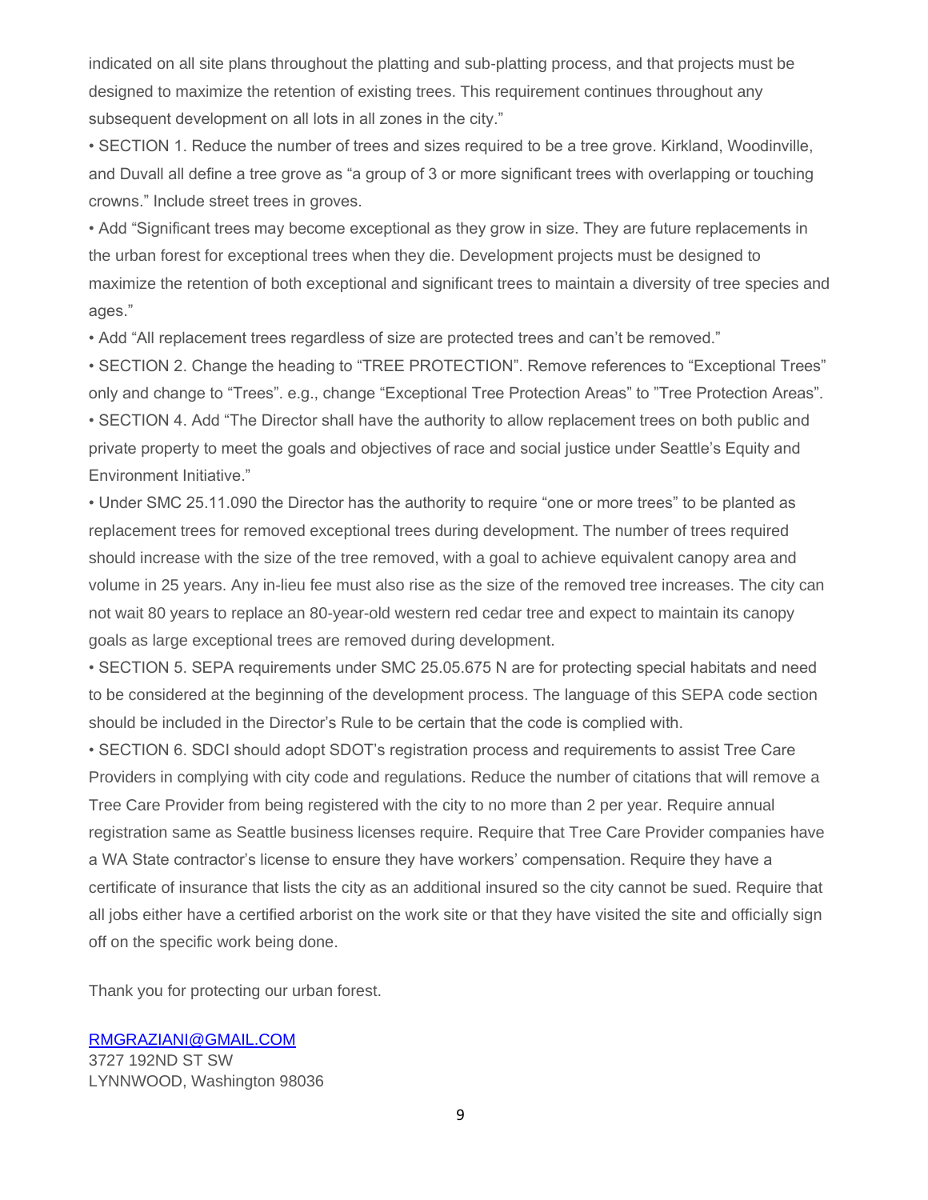indicated on all site plans throughout the platting and sub-platting process, and that projects must be designed to maximize the retention of existing trees. This requirement continues throughout any subsequent development on all lots in all zones in the city."

- SECTION 1. Reduce the number of trees and sizes required to be a tree grove. Kirkland, Woodinville, and Duvall all define a tree grove as "a group of 3 or more significant trees with overlapping or touching crowns." Include street trees in groves.
- Add "Significant trees may become exceptional as they grow in size. They are future replacements in the urban forest for exceptional trees when they die. Development projects must be designed to maximize the retention of both exceptional and significant trees to maintain a diversity of tree species and ages."
- Add "All replacement trees regardless of size are protected trees and can't be removed."
- SECTION 2. Change the heading to "TREE PROTECTION". Remove references to "Exceptional Trees" only and change to "Trees". e.g., change "Exceptional Tree Protection Areas" to "Tree Protection Areas".
- SECTION 4. Add "The Director shall have the authority to allow replacement trees on both public and private property to meet the goals and objectives of race and social justice under Seattle's Equity and Environment Initiative."
- Under SMC 25.11.090 the Director has the authority to require "one or more trees" to be planted as replacement trees for removed exceptional trees during development. The number of trees required should increase with the size of the tree removed, with a goal to achieve equivalent canopy area and volume in 25 years. Any in-lieu fee must also rise as the size of the removed tree increases. The city can not wait 80 years to replace an 80-year-old western red cedar tree and expect to maintain its canopy goals as large exceptional trees are removed during development.
- SECTION 5. SEPA requirements under SMC 25.05.675 N are for protecting special habitats and need to be considered at the beginning of the development process. The language of this SEPA code section should be included in the Director's Rule to be certain that the code is complied with.
- SECTION 6. SDCI should adopt SDOT's registration process and requirements to assist Tree Care Providers in complying with city code and regulations. Reduce the number of citations that will remove a Tree Care Provider from being registered with the city to no more than 2 per year. Require annual registration same as Seattle business licenses require. Require that Tree Care Provider companies have a WA State contractor's license to ensure they have workers' compensation. Require they have a certificate of insurance that lists the city as an additional insured so the city cannot be sued. Require that all jobs either have a certified arborist on the work site or that they have visited the site and officially sign off on the specific work being done.

Thank you for protecting our urban forest.

RMGRAZIANI@GMAIL.COM
3727 192ND ST SW
LYNNWOOD, Washington 98036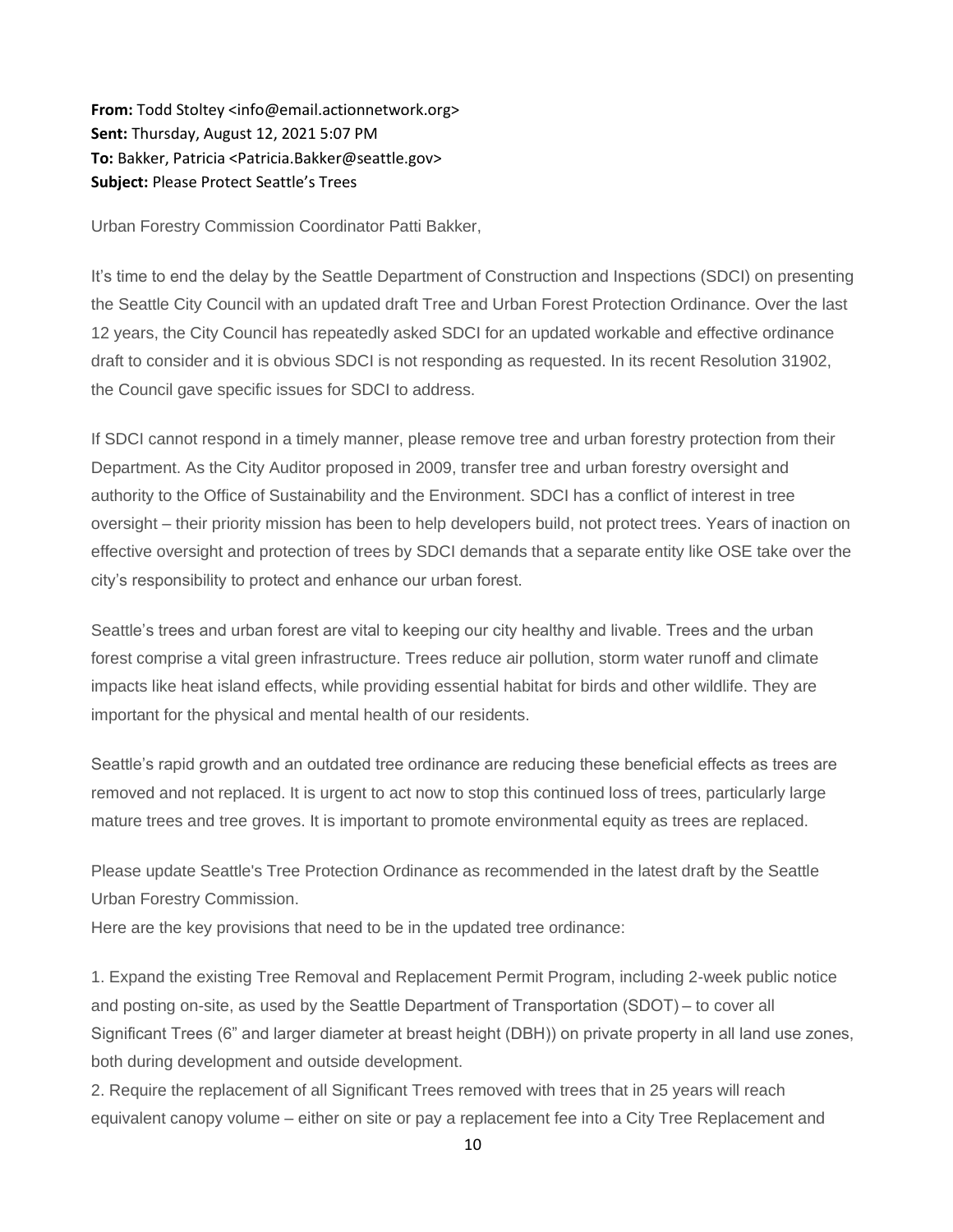**From:** Todd Stoltey <info@email.actionnetwork.org>
**Sent:** Thursday, August 12, 2021 5:07 PM
**To:** Bakker, Patricia <Patricia.Bakker@seattle.gov>
**Subject:** Please Protect Seattle's Trees

Urban Forestry Commission Coordinator Patti Bakker,

It's time to end the delay by the Seattle Department of Construction and Inspections (SDCI) on presenting the Seattle City Council with an updated draft Tree and Urban Forest Protection Ordinance. Over the last 12 years, the City Council has repeatedly asked SDCI for an updated workable and effective ordinance draft to consider and it is obvious SDCI is not responding as requested. In its recent Resolution 31902, the Council gave specific issues for SDCI to address.

If SDCI cannot respond in a timely manner, please remove tree and urban forestry protection from their Department. As the City Auditor proposed in 2009, transfer tree and urban forestry oversight and authority to the Office of Sustainability and the Environment. SDCI has a conflict of interest in tree oversight – their priority mission has been to help developers build, not protect trees. Years of inaction on effective oversight and protection of trees by SDCI demands that a separate entity like OSE take over the city's responsibility to protect and enhance our urban forest.

Seattle's trees and urban forest are vital to keeping our city healthy and livable. Trees and the urban forest comprise a vital green infrastructure. Trees reduce air pollution, storm water runoff and climate impacts like heat island effects, while providing essential habitat for birds and other wildlife. They are important for the physical and mental health of our residents.

Seattle's rapid growth and an outdated tree ordinance are reducing these beneficial effects as trees are removed and not replaced. It is urgent to act now to stop this continued loss of trees, particularly large mature trees and tree groves. It is important to promote environmental equity as trees are replaced.

Please update Seattle's Tree Protection Ordinance as recommended in the latest draft by the Seattle Urban Forestry Commission.
Here are the key provisions that need to be in the updated tree ordinance:

1. Expand the existing Tree Removal and Replacement Permit Program, including 2-week public notice and posting on-site, as used by the Seattle Department of Transportation (SDOT) – to cover all Significant Trees (6" and larger diameter at breast height (DBH)) on private property in all land use zones, both during development and outside development.
2. Require the replacement of all Significant Trees removed with trees that in 25 years will reach equivalent canopy volume – either on site or pay a replacement fee into a City Tree Replacement and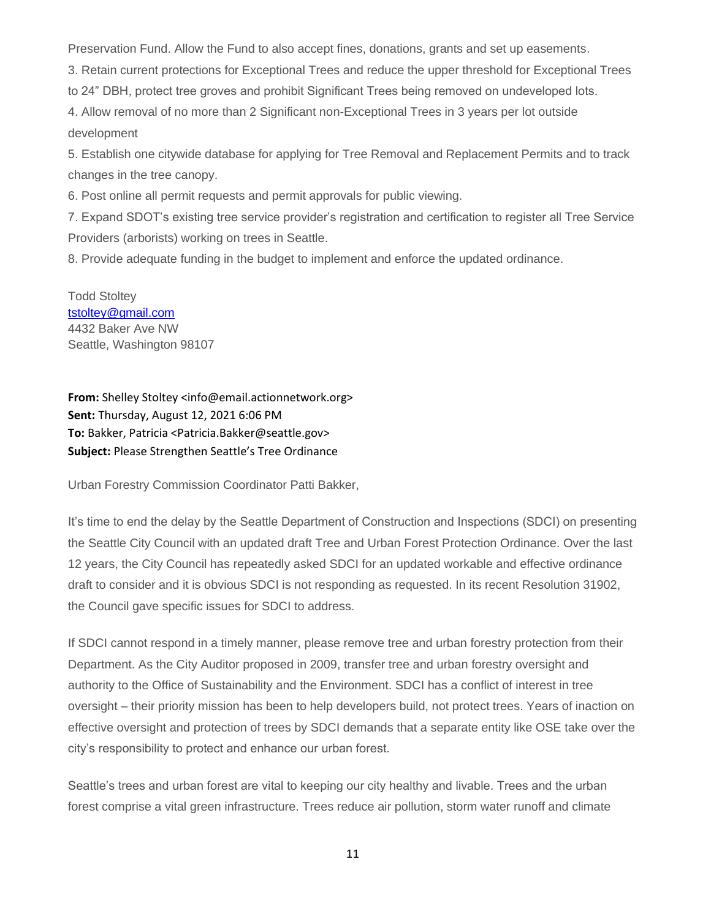Preservation Fund. Allow the Fund to also accept fines, donations, grants and set up easements.

3. Retain current protections for Exceptional Trees and reduce the upper threshold for Exceptional Trees to 24" DBH, protect tree groves and prohibit Significant Trees being removed on undeveloped lots.

4. Allow removal of no more than 2 Significant non-Exceptional Trees in 3 years per lot outside development

5. Establish one citywide database for applying for Tree Removal and Replacement Permits and to track changes in the tree canopy.

6. Post online all permit requests and permit approvals for public viewing.

7. Expand SDOT's existing tree service provider's registration and certification to register all Tree Service Providers (arborists) working on trees in Seattle.

8. Provide adequate funding in the budget to implement and enforce the updated ordinance.

Todd Stoltey
tstoltey@gmail.com
4432 Baker Ave NW
Seattle, Washington 98107

**From:** Shelley Stoltey <info@email.actionnetwork.org>
**Sent:** Thursday, August 12, 2021 6:06 PM
**To:** Bakker, Patricia <Patricia.Bakker@seattle.gov>
**Subject:** Please Strengthen Seattle's Tree Ordinance

Urban Forestry Commission Coordinator Patti Bakker,

It's time to end the delay by the Seattle Department of Construction and Inspections (SDCI) on presenting the Seattle City Council with an updated draft Tree and Urban Forest Protection Ordinance. Over the last 12 years, the City Council has repeatedly asked SDCI for an updated workable and effective ordinance draft to consider and it is obvious SDCI is not responding as requested. In its recent Resolution 31902, the Council gave specific issues for SDCI to address.

If SDCI cannot respond in a timely manner, please remove tree and urban forestry protection from their Department. As the City Auditor proposed in 2009, transfer tree and urban forestry oversight and authority to the Office of Sustainability and the Environment. SDCI has a conflict of interest in tree oversight – their priority mission has been to help developers build, not protect trees. Years of inaction on effective oversight and protection of trees by SDCI demands that a separate entity like OSE take over the city's responsibility to protect and enhance our urban forest.

Seattle's trees and urban forest are vital to keeping our city healthy and livable. Trees and the urban forest comprise a vital green infrastructure. Trees reduce air pollution, storm water runoff and climate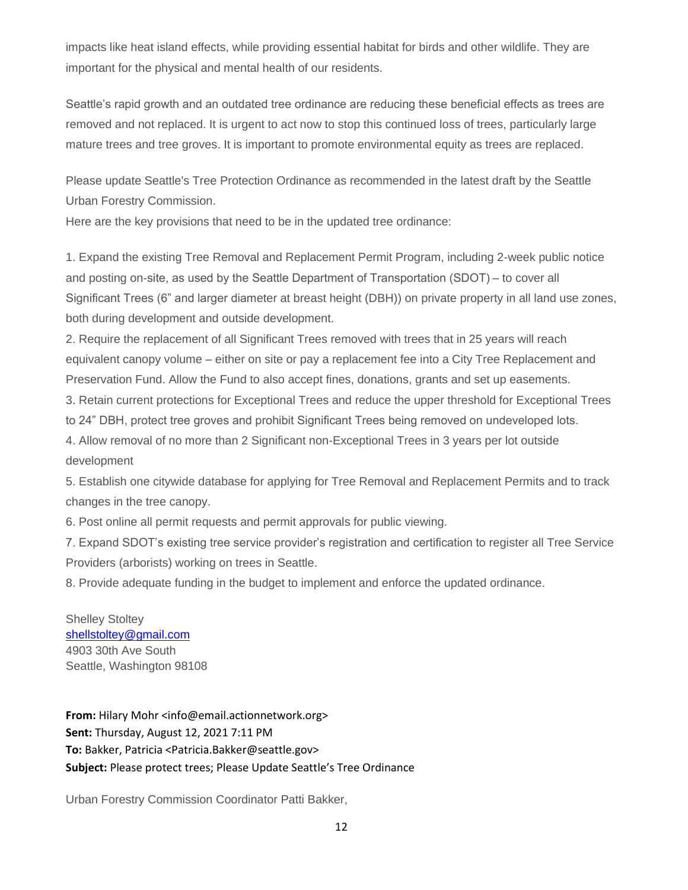impacts like heat island effects, while providing essential habitat for birds and other wildlife. They are important for the physical and mental health of our residents.

Seattle's rapid growth and an outdated tree ordinance are reducing these beneficial effects as trees are removed and not replaced. It is urgent to act now to stop this continued loss of trees, particularly large mature trees and tree groves. It is important to promote environmental equity as trees are replaced.

Please update Seattle's Tree Protection Ordinance as recommended in the latest draft by the Seattle Urban Forestry Commission.

Here are the key provisions that need to be in the updated tree ordinance:

1. Expand the existing Tree Removal and Replacement Permit Program, including 2-week public notice and posting on-site, as used by the Seattle Department of Transportation (SDOT) – to cover all Significant Trees (6" and larger diameter at breast height (DBH)) on private property in all land use zones, both during development and outside development.
2. Require the replacement of all Significant Trees removed with trees that in 25 years will reach equivalent canopy volume – either on site or pay a replacement fee into a City Tree Replacement and Preservation Fund. Allow the Fund to also accept fines, donations, grants and set up easements.
3. Retain current protections for Exceptional Trees and reduce the upper threshold for Exceptional Trees to 24" DBH, protect tree groves and prohibit Significant Trees being removed on undeveloped lots.
4. Allow removal of no more than 2 Significant non-Exceptional Trees in 3 years per lot outside development
5. Establish one citywide database for applying for Tree Removal and Replacement Permits and to track changes in the tree canopy.
6. Post online all permit requests and permit approvals for public viewing.
7. Expand SDOT's existing tree service provider's registration and certification to register all Tree Service Providers (arborists) working on trees in Seattle.
8. Provide adequate funding in the budget to implement and enforce the updated ordinance.

Shelley Stoltey
shellstoltey@gmail.com
4903 30th Ave South
Seattle, Washington 98108

**From:** Hilary Mohr <info@email.actionnetwork.org>
**Sent:** Thursday, August 12, 2021 7:11 PM
**To:** Bakker, Patricia <Patricia.Bakker@seattle.gov>
**Subject:** Please protect trees; Please Update Seattle's Tree Ordinance

Urban Forestry Commission Coordinator Patti Bakker,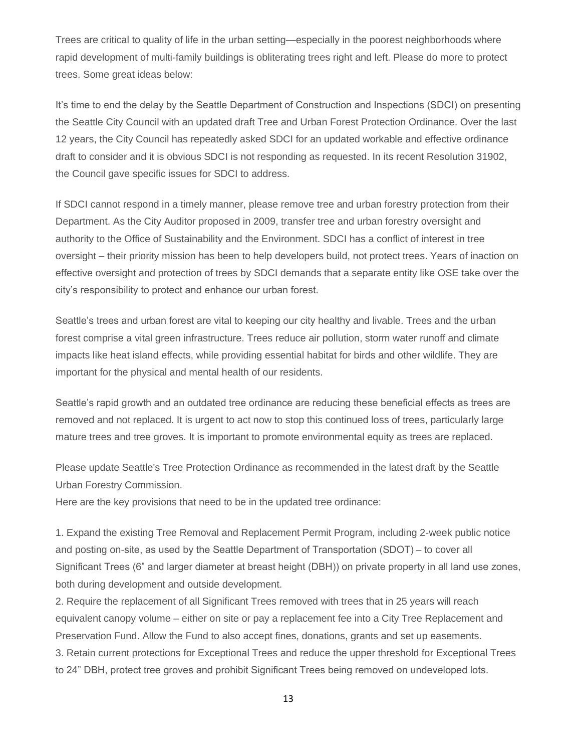Trees are critical to quality of life in the urban setting—especially in the poorest neighborhoods where rapid development of multi-family buildings is obliterating trees right and left. Please do more to protect trees. Some great ideas below:

It's time to end the delay by the Seattle Department of Construction and Inspections (SDCI) on presenting the Seattle City Council with an updated draft Tree and Urban Forest Protection Ordinance. Over the last 12 years, the City Council has repeatedly asked SDCI for an updated workable and effective ordinance draft to consider and it is obvious SDCI is not responding as requested. In its recent Resolution 31902, the Council gave specific issues for SDCI to address.

If SDCI cannot respond in a timely manner, please remove tree and urban forestry protection from their Department. As the City Auditor proposed in 2009, transfer tree and urban forestry oversight and authority to the Office of Sustainability and the Environment. SDCI has a conflict of interest in tree oversight – their priority mission has been to help developers build, not protect trees. Years of inaction on effective oversight and protection of trees by SDCI demands that a separate entity like OSE take over the city's responsibility to protect and enhance our urban forest.

Seattle's trees and urban forest are vital to keeping our city healthy and livable. Trees and the urban forest comprise a vital green infrastructure. Trees reduce air pollution, storm water runoff and climate impacts like heat island effects, while providing essential habitat for birds and other wildlife. They are important for the physical and mental health of our residents.

Seattle's rapid growth and an outdated tree ordinance are reducing these beneficial effects as trees are removed and not replaced. It is urgent to act now to stop this continued loss of trees, particularly large mature trees and tree groves. It is important to promote environmental equity as trees are replaced.

Please update Seattle's Tree Protection Ordinance as recommended in the latest draft by the Seattle Urban Forestry Commission.
Here are the key provisions that need to be in the updated tree ordinance:

1. Expand the existing Tree Removal and Replacement Permit Program, including 2-week public notice and posting on-site, as used by the Seattle Department of Transportation (SDOT) – to cover all Significant Trees (6" and larger diameter at breast height (DBH)) on private property in all land use zones, both during development and outside development.
2. Require the replacement of all Significant Trees removed with trees that in 25 years will reach equivalent canopy volume – either on site or pay a replacement fee into a City Tree Replacement and Preservation Fund. Allow the Fund to also accept fines, donations, grants and set up easements.
3. Retain current protections for Exceptional Trees and reduce the upper threshold for Exceptional Trees to 24" DBH, protect tree groves and prohibit Significant Trees being removed on undeveloped lots.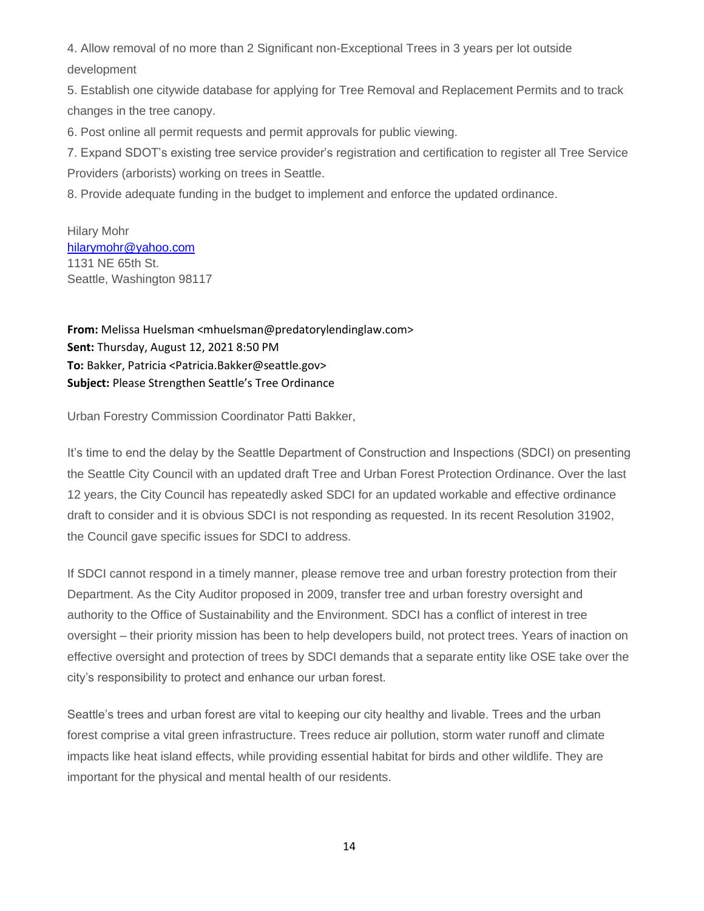4. Allow removal of no more than 2 Significant non-Exceptional Trees in 3 years per lot outside development

5. Establish one citywide database for applying for Tree Removal and Replacement Permits and to track changes in the tree canopy.

6. Post online all permit requests and permit approvals for public viewing.

7. Expand SDOT's existing tree service provider's registration and certification to register all Tree Service Providers (arborists) working on trees in Seattle.

8. Provide adequate funding in the budget to implement and enforce the updated ordinance.

Hilary Mohr
hilarymohr@yahoo.com
1131 NE 65th St.
Seattle, Washington 98117

**From:** Melissa Huelsman <mhuelsman@predatorylendinglaw.com>
**Sent:** Thursday, August 12, 2021 8:50 PM
**To:** Bakker, Patricia <Patricia.Bakker@seattle.gov>
**Subject:** Please Strengthen Seattle's Tree Ordinance

Urban Forestry Commission Coordinator Patti Bakker,

It's time to end the delay by the Seattle Department of Construction and Inspections (SDCI) on presenting the Seattle City Council with an updated draft Tree and Urban Forest Protection Ordinance. Over the last 12 years, the City Council has repeatedly asked SDCI for an updated workable and effective ordinance draft to consider and it is obvious SDCI is not responding as requested. In its recent Resolution 31902, the Council gave specific issues for SDCI to address.

If SDCI cannot respond in a timely manner, please remove tree and urban forestry protection from their Department. As the City Auditor proposed in 2009, transfer tree and urban forestry oversight and authority to the Office of Sustainability and the Environment. SDCI has a conflict of interest in tree oversight – their priority mission has been to help developers build, not protect trees. Years of inaction on effective oversight and protection of trees by SDCI demands that a separate entity like OSE take over the city's responsibility to protect and enhance our urban forest.

Seattle's trees and urban forest are vital to keeping our city healthy and livable. Trees and the urban forest comprise a vital green infrastructure. Trees reduce air pollution, storm water runoff and climate impacts like heat island effects, while providing essential habitat for birds and other wildlife. They are important for the physical and mental health of our residents.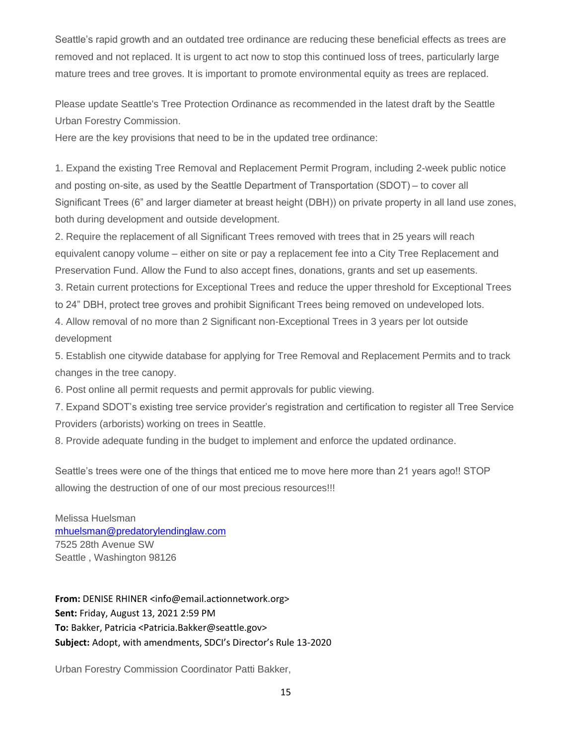Seattle's rapid growth and an outdated tree ordinance are reducing these beneficial effects as trees are removed and not replaced. It is urgent to act now to stop this continued loss of trees, particularly large mature trees and tree groves. It is important to promote environmental equity as trees are replaced.

Please update Seattle's Tree Protection Ordinance as recommended in the latest draft by the Seattle Urban Forestry Commission.
Here are the key provisions that need to be in the updated tree ordinance:

1. Expand the existing Tree Removal and Replacement Permit Program, including 2-week public notice and posting on-site, as used by the Seattle Department of Transportation (SDOT) – to cover all Significant Trees (6" and larger diameter at breast height (DBH)) on private property in all land use zones, both during development and outside development.
2. Require the replacement of all Significant Trees removed with trees that in 25 years will reach equivalent canopy volume – either on site or pay a replacement fee into a City Tree Replacement and Preservation Fund. Allow the Fund to also accept fines, donations, grants and set up easements.
3. Retain current protections for Exceptional Trees and reduce the upper threshold for Exceptional Trees to 24" DBH, protect tree groves and prohibit Significant Trees being removed on undeveloped lots.
4. Allow removal of no more than 2 Significant non-Exceptional Trees in 3 years per lot outside development
5. Establish one citywide database for applying for Tree Removal and Replacement Permits and to track changes in the tree canopy.
6. Post online all permit requests and permit approvals for public viewing.
7. Expand SDOT's existing tree service provider's registration and certification to register all Tree Service Providers (arborists) working on trees in Seattle.
8. Provide adequate funding in the budget to implement and enforce the updated ordinance.

Seattle's trees were one of the things that enticed me to move here more than 21 years ago!! STOP allowing the destruction of one of our most precious resources!!!

Melissa Huelsman
mhuelsman@predatorylendinglaw.com
7525 28th Avenue SW
Seattle , Washington 98126

**From:** DENISE RHINER <info@email.actionnetwork.org>
**Sent:** Friday, August 13, 2021 2:59 PM
**To:** Bakker, Patricia <Patricia.Bakker@seattle.gov>
**Subject:** Adopt, with amendments, SDCI's Director's Rule 13-2020

Urban Forestry Commission Coordinator Patti Bakker,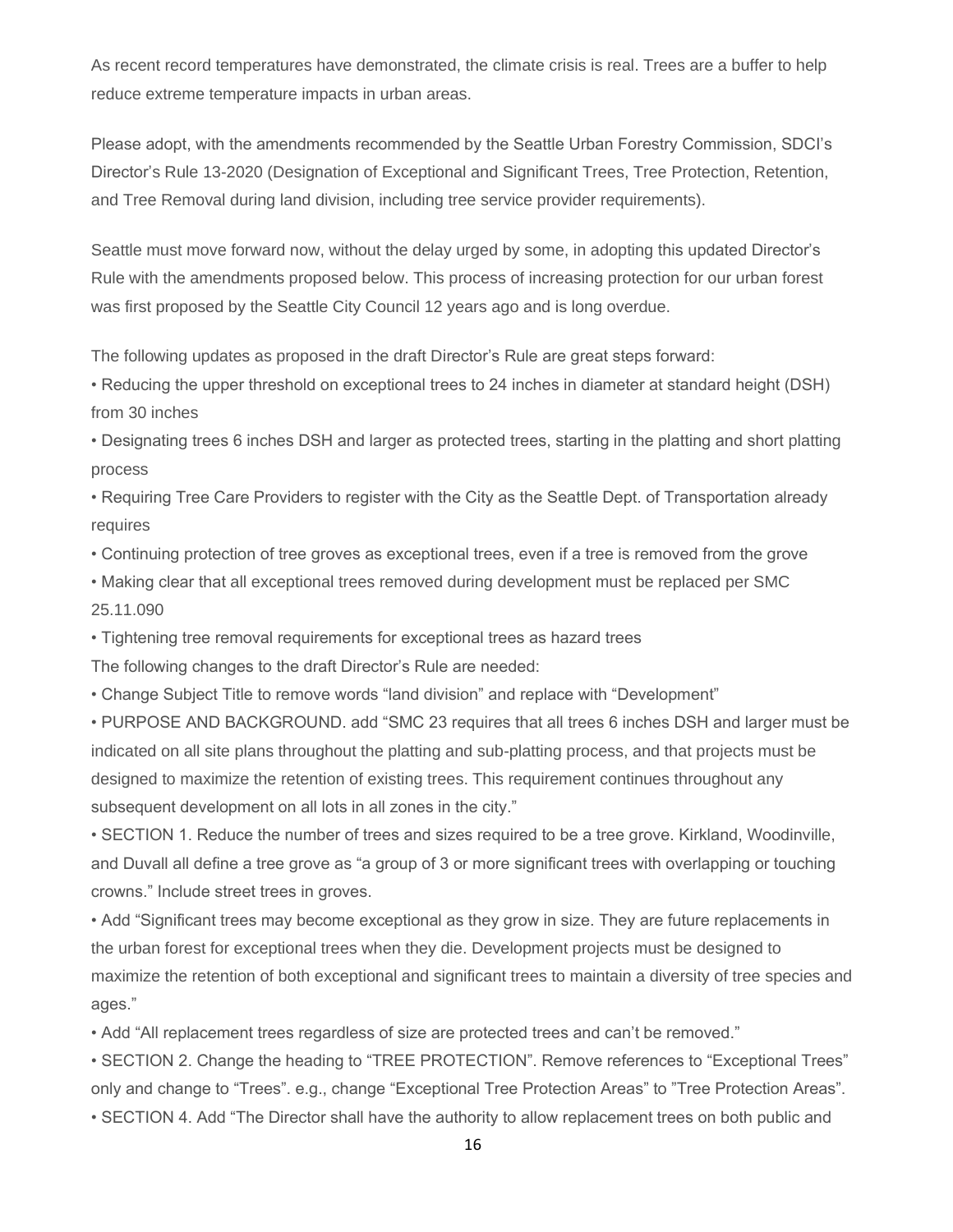As recent record temperatures have demonstrated, the climate crisis is real. Trees are a buffer to help reduce extreme temperature impacts in urban areas.

Please adopt, with the amendments recommended by the Seattle Urban Forestry Commission, SDCI's Director's Rule 13-2020 (Designation of Exceptional and Significant Trees, Tree Protection, Retention, and Tree Removal during land division, including tree service provider requirements).

Seattle must move forward now, without the delay urged by some, in adopting this updated Director's Rule with the amendments proposed below. This process of increasing protection for our urban forest was first proposed by the Seattle City Council 12 years ago and is long overdue.

The following updates as proposed in the draft Director's Rule are great steps forward:

- Reducing the upper threshold on exceptional trees to 24 inches in diameter at standard height (DSH) from 30 inches
- Designating trees 6 inches DSH and larger as protected trees, starting in the platting and short platting process
- Requiring Tree Care Providers to register with the City as the Seattle Dept. of Transportation already requires
- Continuing protection of tree groves as exceptional trees, even if a tree is removed from the grove
- Making clear that all exceptional trees removed during development must be replaced per SMC 25.11.090
- Tightening tree removal requirements for exceptional trees as hazard trees

The following changes to the draft Director's Rule are needed:

- Change Subject Title to remove words "land division" and replace with "Development"
- PURPOSE AND BACKGROUND. add "SMC 23 requires that all trees 6 inches DSH and larger must be indicated on all site plans throughout the platting and sub-platting process, and that projects must be designed to maximize the retention of existing trees. This requirement continues throughout any subsequent development on all lots in all zones in the city."
- SECTION 1. Reduce the number of trees and sizes required to be a tree grove. Kirkland, Woodinville, and Duvall all define a tree grove as "a group of 3 or more significant trees with overlapping or touching crowns." Include street trees in groves.
- Add "Significant trees may become exceptional as they grow in size. They are future replacements in the urban forest for exceptional trees when they die. Development projects must be designed to maximize the retention of both exceptional and significant trees to maintain a diversity of tree species and ages."
- Add "All replacement trees regardless of size are protected trees and can't be removed."
- SECTION 2. Change the heading to "TREE PROTECTION". Remove references to "Exceptional Trees" only and change to "Trees". e.g., change "Exceptional Tree Protection Areas" to "Tree Protection Areas".
- SECTION 4. Add "The Director shall have the authority to allow replacement trees on both public and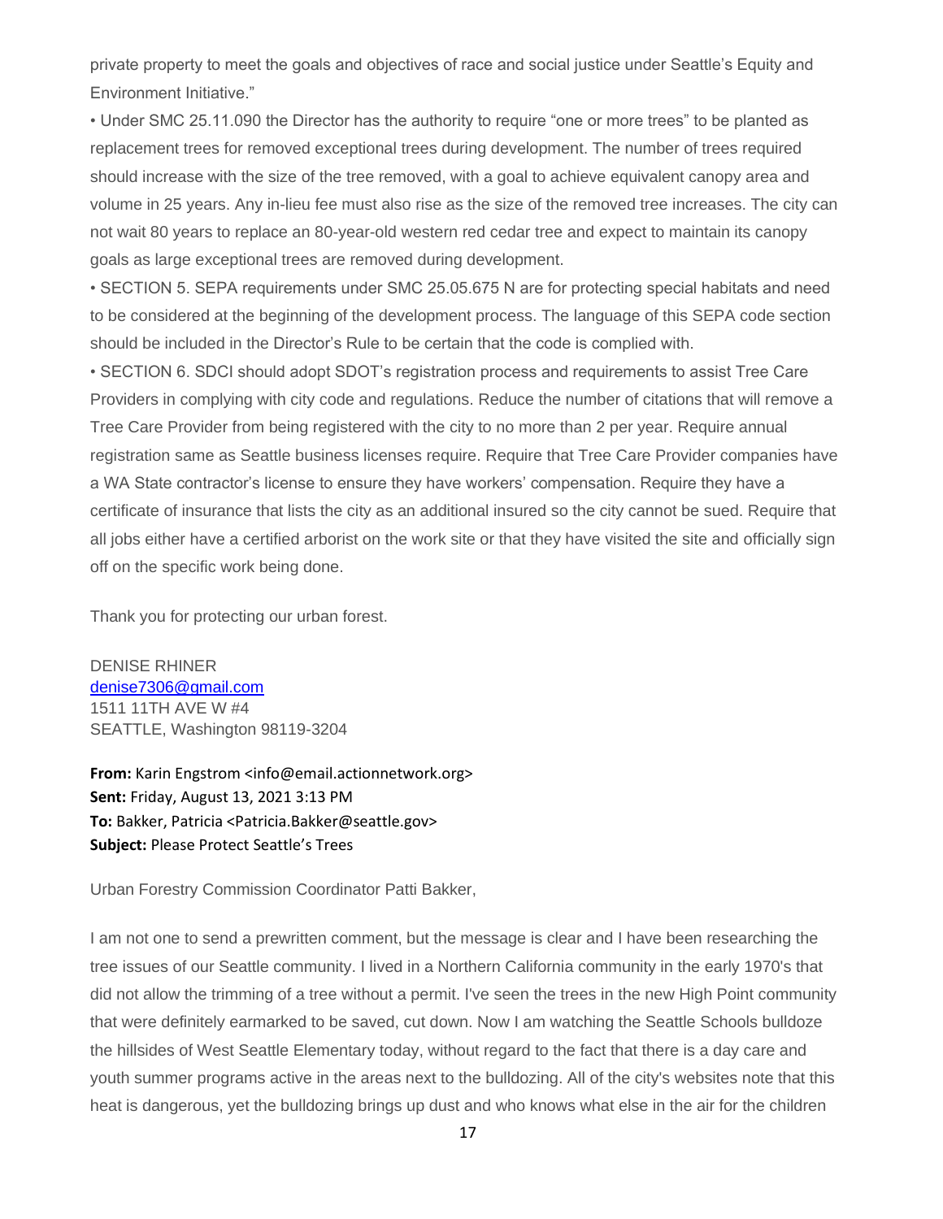private property to meet the goals and objectives of race and social justice under Seattle's Equity and Environment Initiative."

• Under SMC 25.11.090 the Director has the authority to require "one or more trees" to be planted as replacement trees for removed exceptional trees during development. The number of trees required should increase with the size of the tree removed, with a goal to achieve equivalent canopy area and volume in 25 years. Any in-lieu fee must also rise as the size of the removed tree increases. The city can not wait 80 years to replace an 80-year-old western red cedar tree and expect to maintain its canopy goals as large exceptional trees are removed during development.

• SECTION 5. SEPA requirements under SMC 25.05.675 N are for protecting special habitats and need to be considered at the beginning of the development process. The language of this SEPA code section should be included in the Director's Rule to be certain that the code is complied with.

• SECTION 6. SDCI should adopt SDOT's registration process and requirements to assist Tree Care Providers in complying with city code and regulations. Reduce the number of citations that will remove a Tree Care Provider from being registered with the city to no more than 2 per year. Require annual registration same as Seattle business licenses require. Require that Tree Care Provider companies have a WA State contractor's license to ensure they have workers' compensation. Require they have a certificate of insurance that lists the city as an additional insured so the city cannot be sued. Require that all jobs either have a certified arborist on the work site or that they have visited the site and officially sign off on the specific work being done.

Thank you for protecting our urban forest.

DENISE RHINER
denise7306@gmail.com
1511 11TH AVE W #4
SEATTLE, Washington 98119-3204

**From:** Karin Engstrom <info@email.actionnetwork.org>
**Sent:** Friday, August 13, 2021 3:13 PM
**To:** Bakker, Patricia <Patricia.Bakker@seattle.gov>
**Subject:** Please Protect Seattle's Trees

Urban Forestry Commission Coordinator Patti Bakker,

I am not one to send a prewritten comment, but the message is clear and I have been researching the tree issues of our Seattle community. I lived in a Northern California community in the early 1970's that did not allow the trimming of a tree without a permit. I've seen the trees in the new High Point community that were definitely earmarked to be saved, cut down. Now I am watching the Seattle Schools bulldoze the hillsides of West Seattle Elementary today, without regard to the fact that there is a day care and youth summer programs active in the areas next to the bulldozing. All of the city's websites note that this heat is dangerous, yet the bulldozing brings up dust and who knows what else in the air for the children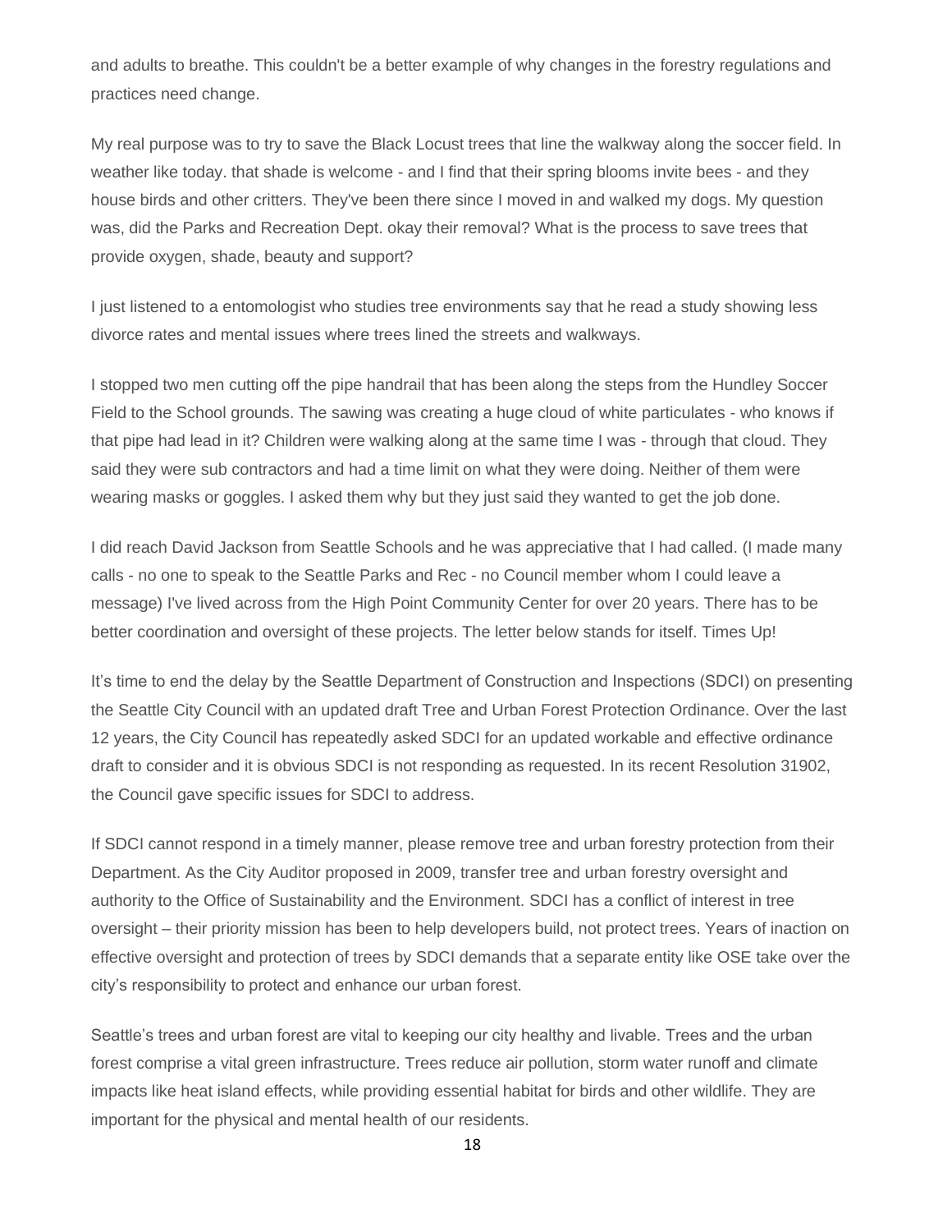and adults to breathe. This couldn't be a better example of why changes in the forestry regulations and practices need change.

My real purpose was to try to save the Black Locust trees that line the walkway along the soccer field. In weather like today. that shade is welcome - and I find that their spring blooms invite bees - and they house birds and other critters. They've been there since I moved in and walked my dogs. My question was, did the Parks and Recreation Dept. okay their removal? What is the process to save trees that provide oxygen, shade, beauty and support?

I just listened to a entomologist who studies tree environments say that he read a study showing less divorce rates and mental issues where trees lined the streets and walkways.

I stopped two men cutting off the pipe handrail that has been along the steps from the Hundley Soccer Field to the School grounds. The sawing was creating a huge cloud of white particulates - who knows if that pipe had lead in it? Children were walking along at the same time I was - through that cloud. They said they were sub contractors and had a time limit on what they were doing. Neither of them were wearing masks or goggles. I asked them why but they just said they wanted to get the job done.

I did reach David Jackson from Seattle Schools and he was appreciative that I had called. (I made many calls - no one to speak to the Seattle Parks and Rec - no Council member whom I could leave a message) I've lived across from the High Point Community Center for over 20 years. There has to be better coordination and oversight of these projects. The letter below stands for itself. Times Up!

It's time to end the delay by the Seattle Department of Construction and Inspections (SDCI) on presenting the Seattle City Council with an updated draft Tree and Urban Forest Protection Ordinance. Over the last 12 years, the City Council has repeatedly asked SDCI for an updated workable and effective ordinance draft to consider and it is obvious SDCI is not responding as requested. In its recent Resolution 31902, the Council gave specific issues for SDCI to address.

If SDCI cannot respond in a timely manner, please remove tree and urban forestry protection from their Department. As the City Auditor proposed in 2009, transfer tree and urban forestry oversight and authority to the Office of Sustainability and the Environment. SDCI has a conflict of interest in tree oversight – their priority mission has been to help developers build, not protect trees. Years of inaction on effective oversight and protection of trees by SDCI demands that a separate entity like OSE take over the city's responsibility to protect and enhance our urban forest.

Seattle's trees and urban forest are vital to keeping our city healthy and livable. Trees and the urban forest comprise a vital green infrastructure. Trees reduce air pollution, storm water runoff and climate impacts like heat island effects, while providing essential habitat for birds and other wildlife. They are important for the physical and mental health of our residents.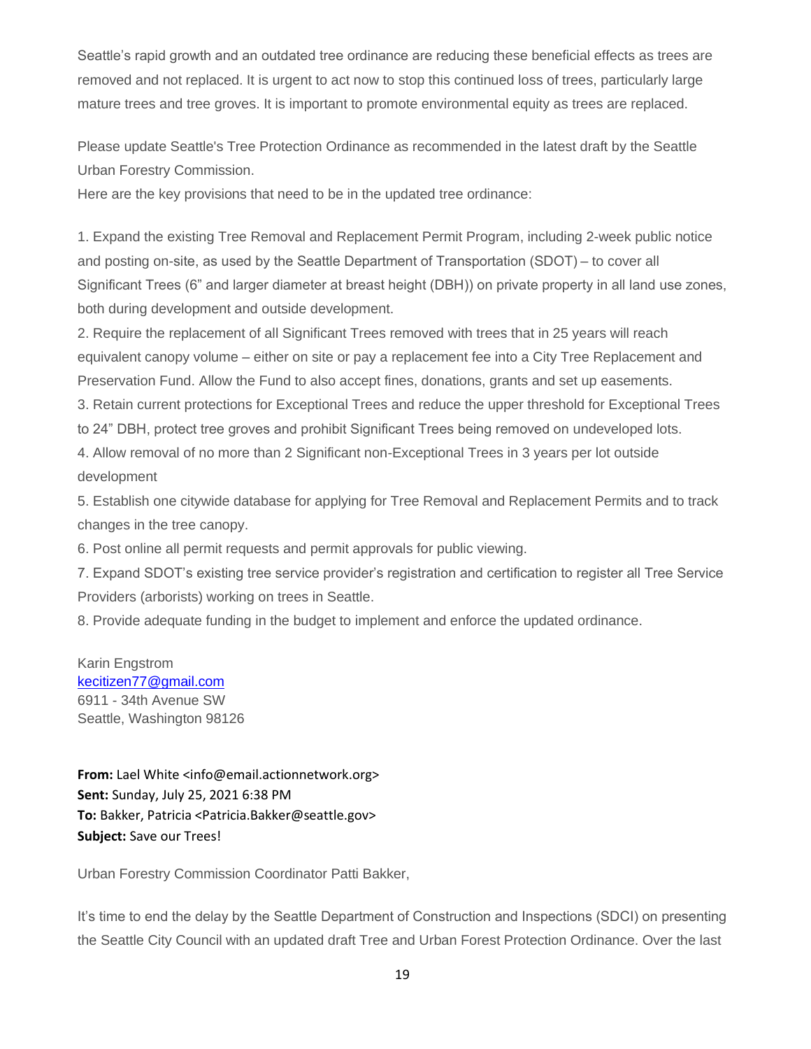Seattle's rapid growth and an outdated tree ordinance are reducing these beneficial effects as trees are removed and not replaced. It is urgent to act now to stop this continued loss of trees, particularly large mature trees and tree groves. It is important to promote environmental equity as trees are replaced.

Please update Seattle's Tree Protection Ordinance as recommended in the latest draft by the Seattle Urban Forestry Commission.
Here are the key provisions that need to be in the updated tree ordinance:

1. Expand the existing Tree Removal and Replacement Permit Program, including 2-week public notice and posting on-site, as used by the Seattle Department of Transportation (SDOT) – to cover all Significant Trees (6" and larger diameter at breast height (DBH)) on private property in all land use zones, both during development and outside development.
2. Require the replacement of all Significant Trees removed with trees that in 25 years will reach equivalent canopy volume – either on site or pay a replacement fee into a City Tree Replacement and Preservation Fund. Allow the Fund to also accept fines, donations, grants and set up easements.
3. Retain current protections for Exceptional Trees and reduce the upper threshold for Exceptional Trees to 24" DBH, protect tree groves and prohibit Significant Trees being removed on undeveloped lots.
4. Allow removal of no more than 2 Significant non-Exceptional Trees in 3 years per lot outside development
5. Establish one citywide database for applying for Tree Removal and Replacement Permits and to track changes in the tree canopy.
6. Post online all permit requests and permit approvals for public viewing.
7. Expand SDOT's existing tree service provider's registration and certification to register all Tree Service Providers (arborists) working on trees in Seattle.
8. Provide adequate funding in the budget to implement and enforce the updated ordinance.

Karin Engstrom
kecitizen77@gmail.com
6911 - 34th Avenue SW
Seattle, Washington 98126

**From:** Lael White <info@email.actionnetwork.org>
**Sent:** Sunday, July 25, 2021 6:38 PM
**To:** Bakker, Patricia <Patricia.Bakker@seattle.gov>
**Subject:** Save our Trees!

Urban Forestry Commission Coordinator Patti Bakker,

It's time to end the delay by the Seattle Department of Construction and Inspections (SDCI) on presenting the Seattle City Council with an updated draft Tree and Urban Forest Protection Ordinance. Over the last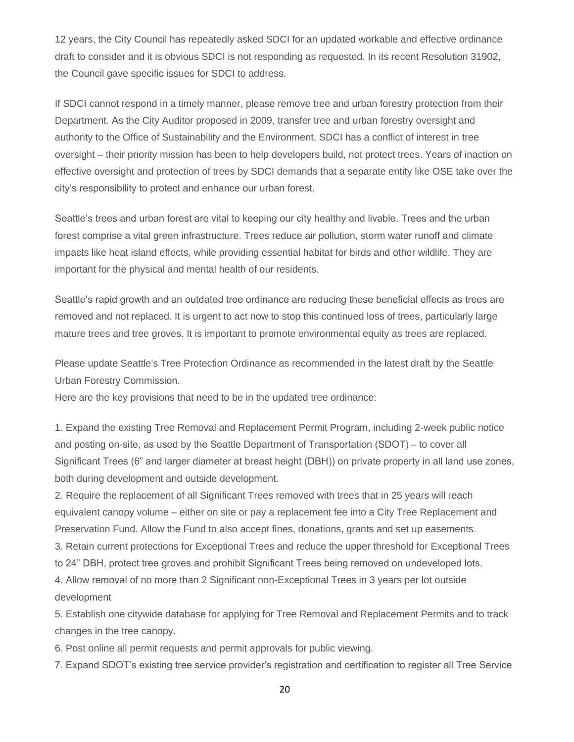12 years, the City Council has repeatedly asked SDCI for an updated workable and effective ordinance draft to consider and it is obvious SDCI is not responding as requested. In its recent Resolution 31902, the Council gave specific issues for SDCI to address.

If SDCI cannot respond in a timely manner, please remove tree and urban forestry protection from their Department. As the City Auditor proposed in 2009, transfer tree and urban forestry oversight and authority to the Office of Sustainability and the Environment. SDCI has a conflict of interest in tree oversight – their priority mission has been to help developers build, not protect trees. Years of inaction on effective oversight and protection of trees by SDCI demands that a separate entity like OSE take over the city's responsibility to protect and enhance our urban forest.

Seattle's trees and urban forest are vital to keeping our city healthy and livable. Trees and the urban forest comprise a vital green infrastructure. Trees reduce air pollution, storm water runoff and climate impacts like heat island effects, while providing essential habitat for birds and other wildlife. They are important for the physical and mental health of our residents.

Seattle's rapid growth and an outdated tree ordinance are reducing these beneficial effects as trees are removed and not replaced. It is urgent to act now to stop this continued loss of trees, particularly large mature trees and tree groves. It is important to promote environmental equity as trees are replaced.

Please update Seattle's Tree Protection Ordinance as recommended in the latest draft by the Seattle Urban Forestry Commission.
Here are the key provisions that need to be in the updated tree ordinance:

1. Expand the existing Tree Removal and Replacement Permit Program, including 2-week public notice and posting on-site, as used by the Seattle Department of Transportation (SDOT) – to cover all Significant Trees (6" and larger diameter at breast height (DBH)) on private property in all land use zones, both during development and outside development.
2. Require the replacement of all Significant Trees removed with trees that in 25 years will reach equivalent canopy volume – either on site or pay a replacement fee into a City Tree Replacement and Preservation Fund. Allow the Fund to also accept fines, donations, grants and set up easements.
3. Retain current protections for Exceptional Trees and reduce the upper threshold for Exceptional Trees to 24" DBH, protect tree groves and prohibit Significant Trees being removed on undeveloped lots.
4. Allow removal of no more than 2 Significant non-Exceptional Trees in 3 years per lot outside development
5. Establish one citywide database for applying for Tree Removal and Replacement Permits and to track changes in the tree canopy.
6. Post online all permit requests and permit approvals for public viewing.
7. Expand SDOT's existing tree service provider's registration and certification to register all Tree Service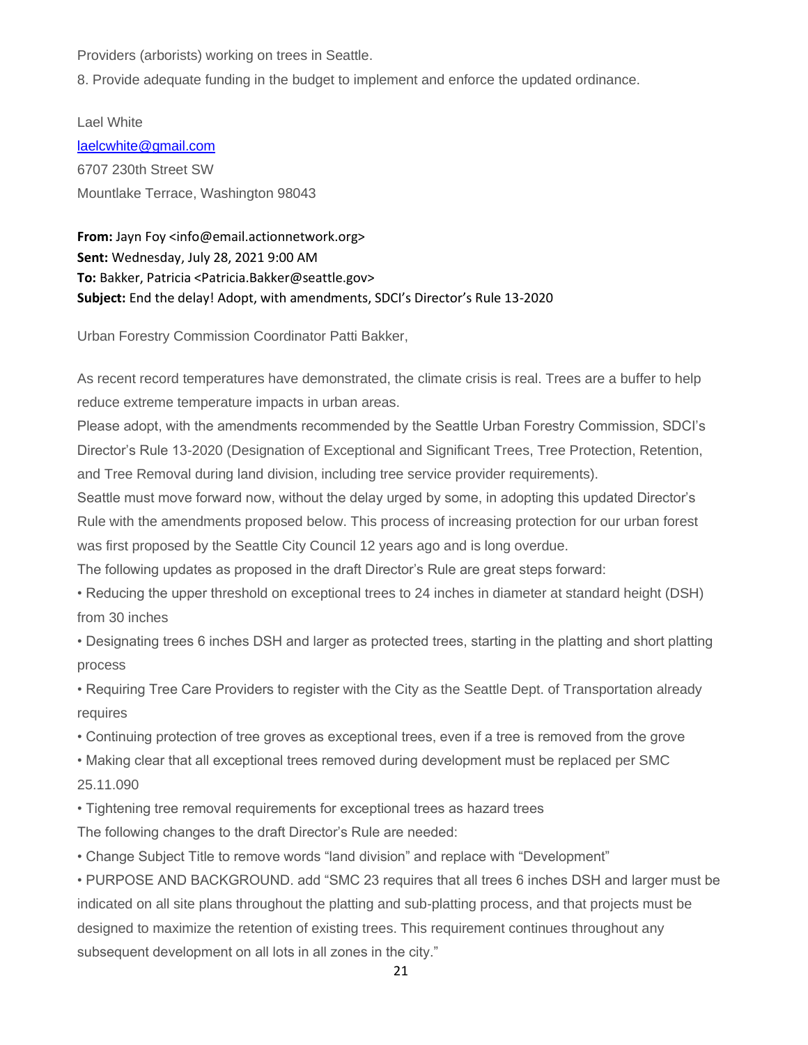Providers (arborists) working on trees in Seattle.

8. Provide adequate funding in the budget to implement and enforce the updated ordinance.

Lael White
laelcwhite@gmail.com
6707 230th Street SW
Mountlake Terrace, Washington 98043

**From:** Jayn Foy <info@email.actionnetwork.org>
**Sent:** Wednesday, July 28, 2021 9:00 AM
**To:** Bakker, Patricia <Patricia.Bakker@seattle.gov>
**Subject:** End the delay! Adopt, with amendments, SDCI's Director's Rule 13-2020

Urban Forestry Commission Coordinator Patti Bakker,

As recent record temperatures have demonstrated, the climate crisis is real. Trees are a buffer to help reduce extreme temperature impacts in urban areas.

Please adopt, with the amendments recommended by the Seattle Urban Forestry Commission, SDCI's Director's Rule 13-2020 (Designation of Exceptional and Significant Trees, Tree Protection, Retention, and Tree Removal during land division, including tree service provider requirements).

Seattle must move forward now, without the delay urged by some, in adopting this updated Director's Rule with the amendments proposed below. This process of increasing protection for our urban forest was first proposed by the Seattle City Council 12 years ago and is long overdue.

The following updates as proposed in the draft Director's Rule are great steps forward:

• Reducing the upper threshold on exceptional trees to 24 inches in diameter at standard height (DSH) from 30 inches

• Designating trees 6 inches DSH and larger as protected trees, starting in the platting and short platting process

• Requiring Tree Care Providers to register with the City as the Seattle Dept. of Transportation already requires

• Continuing protection of tree groves as exceptional trees, even if a tree is removed from the grove

• Making clear that all exceptional trees removed during development must be replaced per SMC 25.11.090

• Tightening tree removal requirements for exceptional trees as hazard trees

The following changes to the draft Director's Rule are needed:

• Change Subject Title to remove words "land division" and replace with "Development"

• PURPOSE AND BACKGROUND. add "SMC 23 requires that all trees 6 inches DSH and larger must be indicated on all site plans throughout the platting and sub-platting process, and that projects must be designed to maximize the retention of existing trees. This requirement continues throughout any subsequent development on all lots in all zones in the city."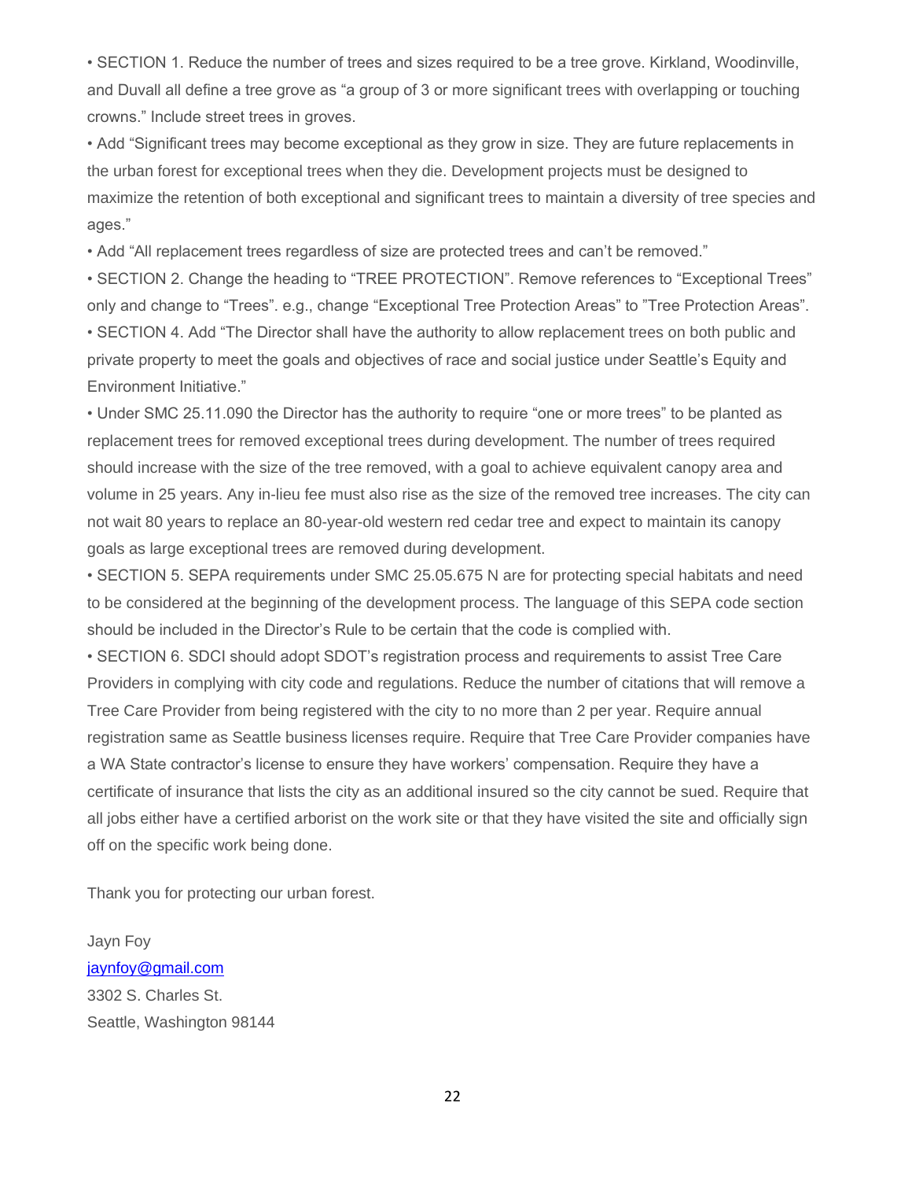• SECTION 1. Reduce the number of trees and sizes required to be a tree grove. Kirkland, Woodinville, and Duvall all define a tree grove as "a group of 3 or more significant trees with overlapping or touching crowns." Include street trees in groves.

• Add "Significant trees may become exceptional as they grow in size. They are future replacements in the urban forest for exceptional trees when they die. Development projects must be designed to maximize the retention of both exceptional and significant trees to maintain a diversity of tree species and ages."

• Add "All replacement trees regardless of size are protected trees and can't be removed."

• SECTION 2. Change the heading to "TREE PROTECTION". Remove references to "Exceptional Trees" only and change to "Trees". e.g., change "Exceptional Tree Protection Areas" to "Tree Protection Areas".

• SECTION 4. Add "The Director shall have the authority to allow replacement trees on both public and private property to meet the goals and objectives of race and social justice under Seattle's Equity and Environment Initiative."

• Under SMC 25.11.090 the Director has the authority to require "one or more trees" to be planted as replacement trees for removed exceptional trees during development. The number of trees required should increase with the size of the tree removed, with a goal to achieve equivalent canopy area and volume in 25 years. Any in-lieu fee must also rise as the size of the removed tree increases. The city can not wait 80 years to replace an 80-year-old western red cedar tree and expect to maintain its canopy goals as large exceptional trees are removed during development.

• SECTION 5. SEPA requirements under SMC 25.05.675 N are for protecting special habitats and need to be considered at the beginning of the development process. The language of this SEPA code section should be included in the Director's Rule to be certain that the code is complied with.

• SECTION 6. SDCI should adopt SDOT's registration process and requirements to assist Tree Care Providers in complying with city code and regulations. Reduce the number of citations that will remove a Tree Care Provider from being registered with the city to no more than 2 per year. Require annual registration same as Seattle business licenses require. Require that Tree Care Provider companies have a WA State contractor's license to ensure they have workers' compensation. Require they have a certificate of insurance that lists the city as an additional insured so the city cannot be sued. Require that all jobs either have a certified arborist on the work site or that they have visited the site and officially sign off on the specific work being done.

Thank you for protecting our urban forest.

Jayn Foy
jaynfoy@gmail.com
3302 S. Charles St.
Seattle, Washington 98144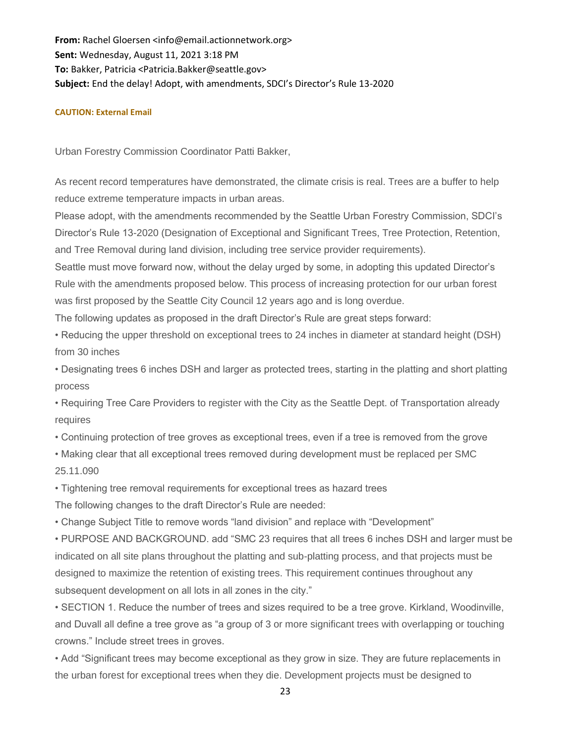**From:** Rachel Gloersen <info@email.actionnetwork.org>
**Sent:** Wednesday, August 11, 2021 3:18 PM
**To:** Bakker, Patricia <Patricia.Bakker@seattle.gov>
**Subject:** End the delay! Adopt, with amendments, SDCI's Director's Rule 13-2020

**CAUTION: External Email**

Urban Forestry Commission Coordinator Patti Bakker,

As recent record temperatures have demonstrated, the climate crisis is real. Trees are a buffer to help reduce extreme temperature impacts in urban areas.

Please adopt, with the amendments recommended by the Seattle Urban Forestry Commission, SDCI's Director's Rule 13-2020 (Designation of Exceptional and Significant Trees, Tree Protection, Retention, and Tree Removal during land division, including tree service provider requirements).

Seattle must move forward now, without the delay urged by some, in adopting this updated Director's Rule with the amendments proposed below. This process of increasing protection for our urban forest was first proposed by the Seattle City Council 12 years ago and is long overdue.

The following updates as proposed in the draft Director's Rule are great steps forward:

- Reducing the upper threshold on exceptional trees to 24 inches in diameter at standard height (DSH) from 30 inches
- Designating trees 6 inches DSH and larger as protected trees, starting in the platting and short platting process
- Requiring Tree Care Providers to register with the City as the Seattle Dept. of Transportation already requires
- Continuing protection of tree groves as exceptional trees, even if a tree is removed from the grove
- Making clear that all exceptional trees removed during development must be replaced per SMC 25.11.090
- Tightening tree removal requirements for exceptional trees as hazard trees

The following changes to the draft Director's Rule are needed:

- Change Subject Title to remove words "land division" and replace with "Development"
- PURPOSE AND BACKGROUND. add "SMC 23 requires that all trees 6 inches DSH and larger must be indicated on all site plans throughout the platting and sub-platting process, and that projects must be designed to maximize the retention of existing trees. This requirement continues throughout any subsequent development on all lots in all zones in the city."
- SECTION 1. Reduce the number of trees and sizes required to be a tree grove. Kirkland, Woodinville, and Duvall all define a tree grove as "a group of 3 or more significant trees with overlapping or touching crowns." Include street trees in groves.
- Add "Significant trees may become exceptional as they grow in size. They are future replacements in the urban forest for exceptional trees when they die. Development projects must be designed to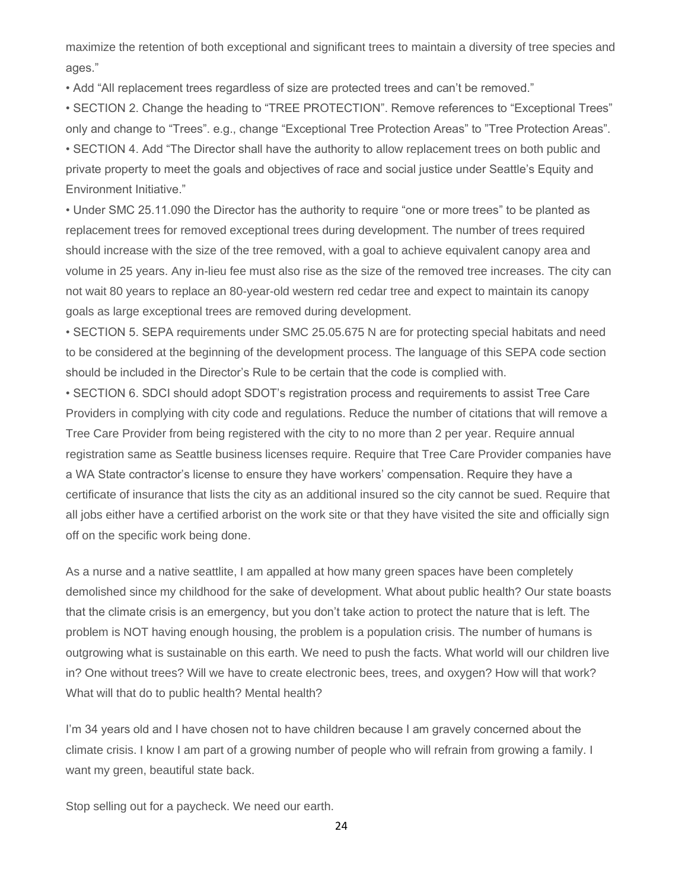maximize the retention of both exceptional and significant trees to maintain a diversity of tree species and ages."

- Add "All replacement trees regardless of size are protected trees and can't be removed."
- SECTION 2. Change the heading to "TREE PROTECTION". Remove references to "Exceptional Trees" only and change to "Trees". e.g., change "Exceptional Tree Protection Areas" to "Tree Protection Areas".
- SECTION 4. Add "The Director shall have the authority to allow replacement trees on both public and private property to meet the goals and objectives of race and social justice under Seattle's Equity and Environment Initiative."
- Under SMC 25.11.090 the Director has the authority to require "one or more trees" to be planted as replacement trees for removed exceptional trees during development. The number of trees required should increase with the size of the tree removed, with a goal to achieve equivalent canopy area and volume in 25 years. Any in-lieu fee must also rise as the size of the removed tree increases. The city can not wait 80 years to replace an 80-year-old western red cedar tree and expect to maintain its canopy goals as large exceptional trees are removed during development.
- SECTION 5. SEPA requirements under SMC 25.05.675 N are for protecting special habitats and need to be considered at the beginning of the development process. The language of this SEPA code section should be included in the Director's Rule to be certain that the code is complied with.
- SECTION 6. SDCI should adopt SDOT's registration process and requirements to assist Tree Care Providers in complying with city code and regulations. Reduce the number of citations that will remove a Tree Care Provider from being registered with the city to no more than 2 per year. Require annual registration same as Seattle business licenses require. Require that Tree Care Provider companies have a WA State contractor's license to ensure they have workers' compensation. Require they have a certificate of insurance that lists the city as an additional insured so the city cannot be sued. Require that all jobs either have a certified arborist on the work site or that they have visited the site and officially sign off on the specific work being done.

As a nurse and a native seattlite, I am appalled at how many green spaces have been completely demolished since my childhood for the sake of development. What about public health? Our state boasts that the climate crisis is an emergency, but you don't take action to protect the nature that is left. The problem is NOT having enough housing, the problem is a population crisis. The number of humans is outgrowing what is sustainable on this earth. We need to push the facts. What world will our children live in? One without trees? Will we have to create electronic bees, trees, and oxygen? How will that work? What will that do to public health? Mental health?

I'm 34 years old and I have chosen not to have children because I am gravely concerned about the climate crisis. I know I am part of a growing number of people who will refrain from growing a family. I want my green, beautiful state back.

Stop selling out for a paycheck. We need our earth.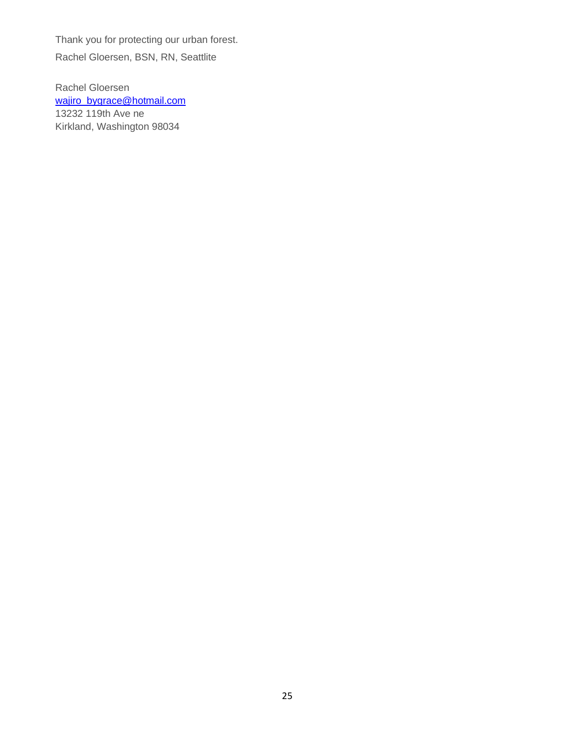Thank you for protecting our urban forest.

Rachel Gloersen, BSN, RN, Seattlite

Rachel Gloersen
wajiro_bygrace@hotmail.com
13232 119th Ave ne
Kirkland, Washington 98034